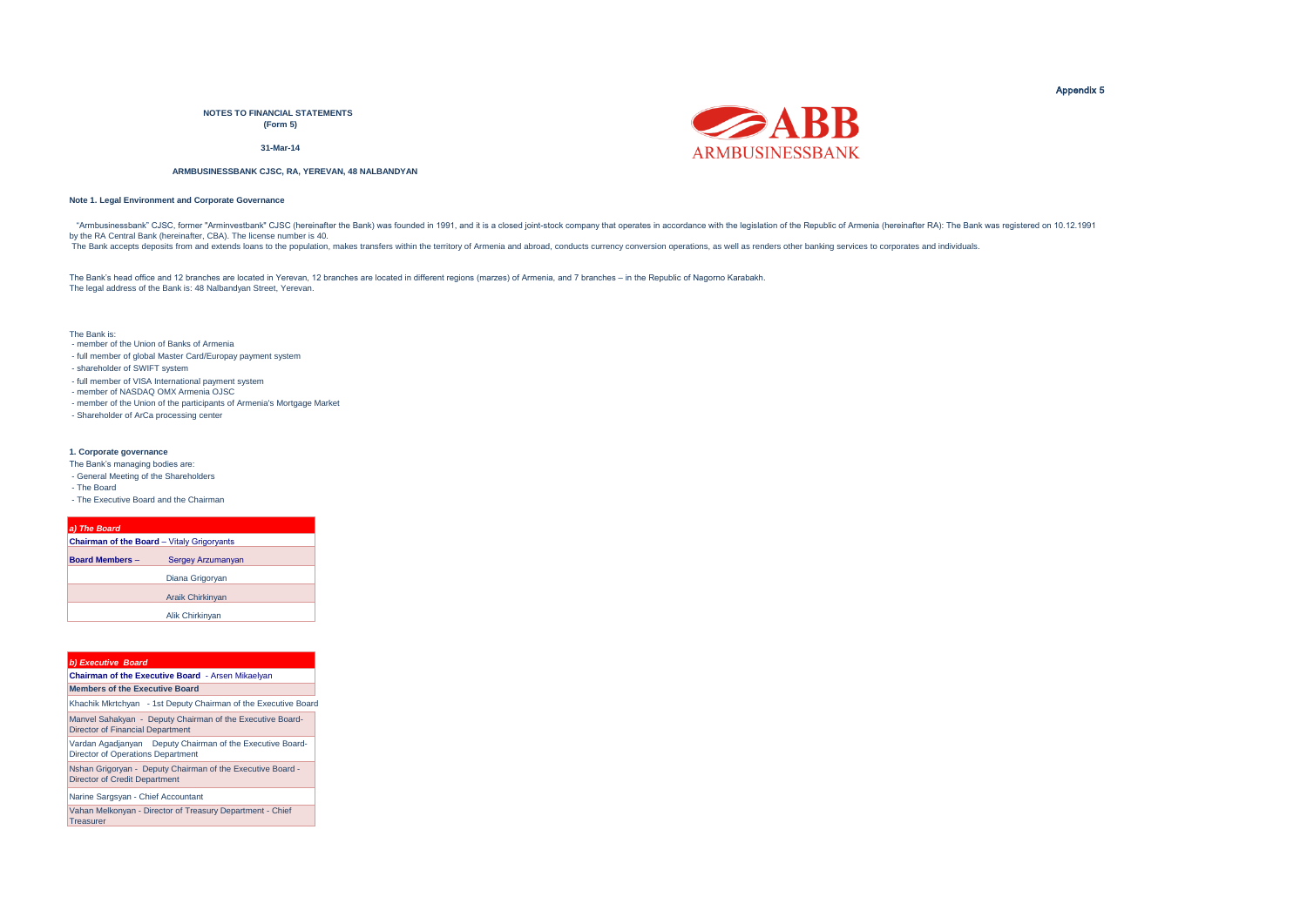Appendix 5

**NOTES TO FINANCIAL STATEMENTS**
**(Form 5)**

**31-Mar-14**

**ARMBUSINESSBANK CJSC, RA, YEREVAN, 48 NALBANDYAN**

ABB
ARMBUSINESSBANK

### Note 1. Legal Environment and Corporate Governance

"Armbusinessbank" CJSC, former "Arminvestbank" CJSC (hereinafter the Bank) was founded in 1991, and it is a closed joint-stock company that operates in accordance with the legislation of the Republic of Armenia (hereinafter RA): The Bank was registered on 10.12.1991 by the RA Central Bank (hereinafter, CBA). The license number is 40.
The Bank accepts deposits from and extends loans to the population, makes transfers within the territory of Armenia and abroad, conducts currency conversion operations, as well as renders other banking services to corporates and individuals.

The Bank's head office and 12 branches are located in Yerevan, 12 branches are located in different regions (marzes) of Armenia, and 7 branches – in the Republic of Nagorno Karabakh.
The legal address of the Bank is: 48 Nalbandyan Street, Yerevan.

The Bank is:
- member of the Union of Banks of Armenia
- full member of global Master Card/Europay payment system
- shareholder of SWIFT system
- full member of VISA International payment system
- member of NASDAQ OMX Armenia OJSC
- member of the Union of the participants of Armenia's Mortgage Market
- Shareholder of ArCa processing center

#### 1. Corporate governance

The Bank's managing bodies are:
- General Meeting of the Shareholders
- The Board
- The Executive Board and the Chairman

| *a) The Board* | |
|---|---|
| **Chairman of the Board** – Vitaly Grigoryants | |
| **Board Members** – | Sergey Arzumanyan |
| | Diana Grigoryan |
| | Araik Chirkinyan |
| | Alik Chirkinyan |

| *b) Executive Board* |
|---|
| **Chairman of the Executive Board** - Arsen Mikaelyan |
| **Members of the Executive Board** |
| Khachik Mkrtchyan - 1st Deputy Chairman of the Executive Board |
| Manvel Sahakyan - Deputy Chairman of the Executive Board- Director of Financial Department |
| Vardan Agadjanyan Deputy Chairman of the Executive Board- Director of Operations Department |
| Nshan Grigoryan - Deputy Chairman of the Executive Board - Director of Credit Department |
| Narine Sargsyan - Chief Accountant |
| Vahan Melkonyan - Director of Treasury Department - Chief Treasurer |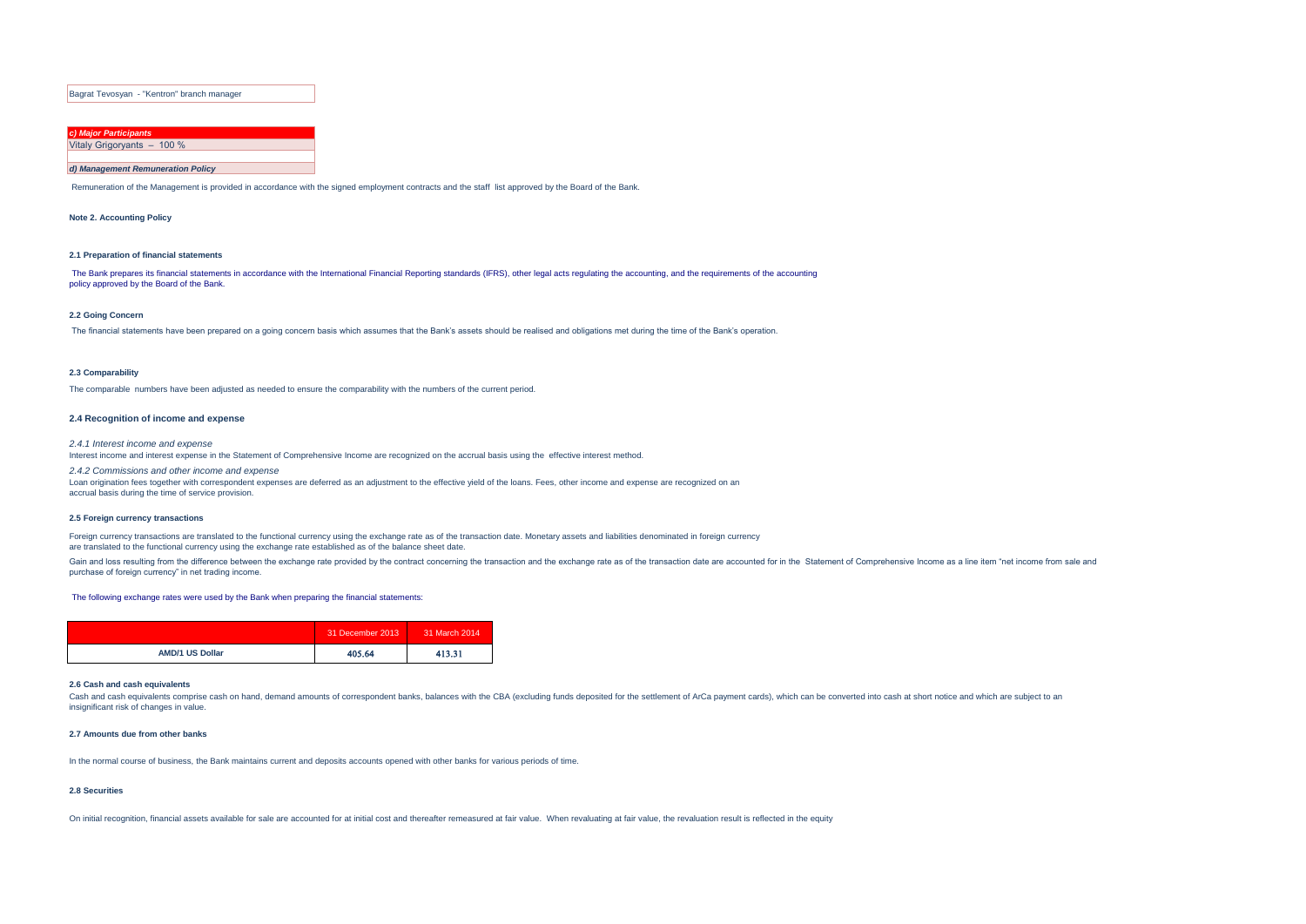Bagrat Tevosyan - "Kentron" branch manager

***c) Major Participants***

Vitaly Grigoryants – 100 %

***d) Management Remuneration Policy***

Remuneration of the Management is provided in accordance with the signed employment contracts and the staff list approved by the Board of the Bank.

**Note 2. Accounting Policy**

**2.1 Preparation of financial statements**

The Bank prepares its financial statements in accordance with the International Financial Reporting standards (IFRS), other legal acts regulating the accounting, and the requirements of the accounting policy approved by the Board of the Bank.

**2.2 Going Concern**

The financial statements have been prepared on a going concern basis which assumes that the Bank's assets should be realised and obligations met during the time of the Bank's operation.

**2.3 Comparability**

The comparable numbers have been adjusted as needed to ensure the comparability with the numbers of the current period.

**2.4 Recognition of income and expense**

*2.4.1 Interest income and expense*

Interest income and interest expense in the Statement of Comprehensive Income are recognized on the accrual basis using the effective interest method.

*2.4.2 Commissions and other income and expense*

Loan origination fees together with correspondent expenses are deferred as an adjustment to the effective yield of the loans. Fees, other income and expense are recognized on an accrual basis during the time of service provision.

**2.5 Foreign currency transactions**

Foreign currency transactions are translated to the functional currency using the exchange rate as of the transaction date. Monetary assets and liabilities denominated in foreign currency are translated to the functional currency using the exchange rate established as of the balance sheet date.

Gain and loss resulting from the difference between the exchange rate provided by the contract concerning the transaction and the exchange rate as of the transaction date are accounted for in the Statement of Comprehensive Income as a line item "net income from sale and purchase of foreign currency" in net trading income.

The following exchange rates were used by the Bank when preparing the financial statements:

| | 31 December 2013 | 31 March 2014 |
|---|---|---|
| **AMD/1 US Dollar** | **405.64** | **413.31** |

**2.6 Cash and cash equivalents**

Cash and cash equivalents comprise cash on hand, demand amounts of correspondent banks, balances with the CBA (excluding funds deposited for the settlement of ArCa payment cards), which can be converted into cash at short notice and which are subject to an insignificant risk of changes in value.

**2.7 Amounts due from other banks**

In the normal course of business, the Bank maintains current and deposits accounts opened with other banks for various periods of time.

**2.8 Securities**

On initial recognition, financial assets available for sale are accounted for at initial cost and thereafter remeasured at fair value. When revaluating at fair value, the revaluation result is reflected in the equity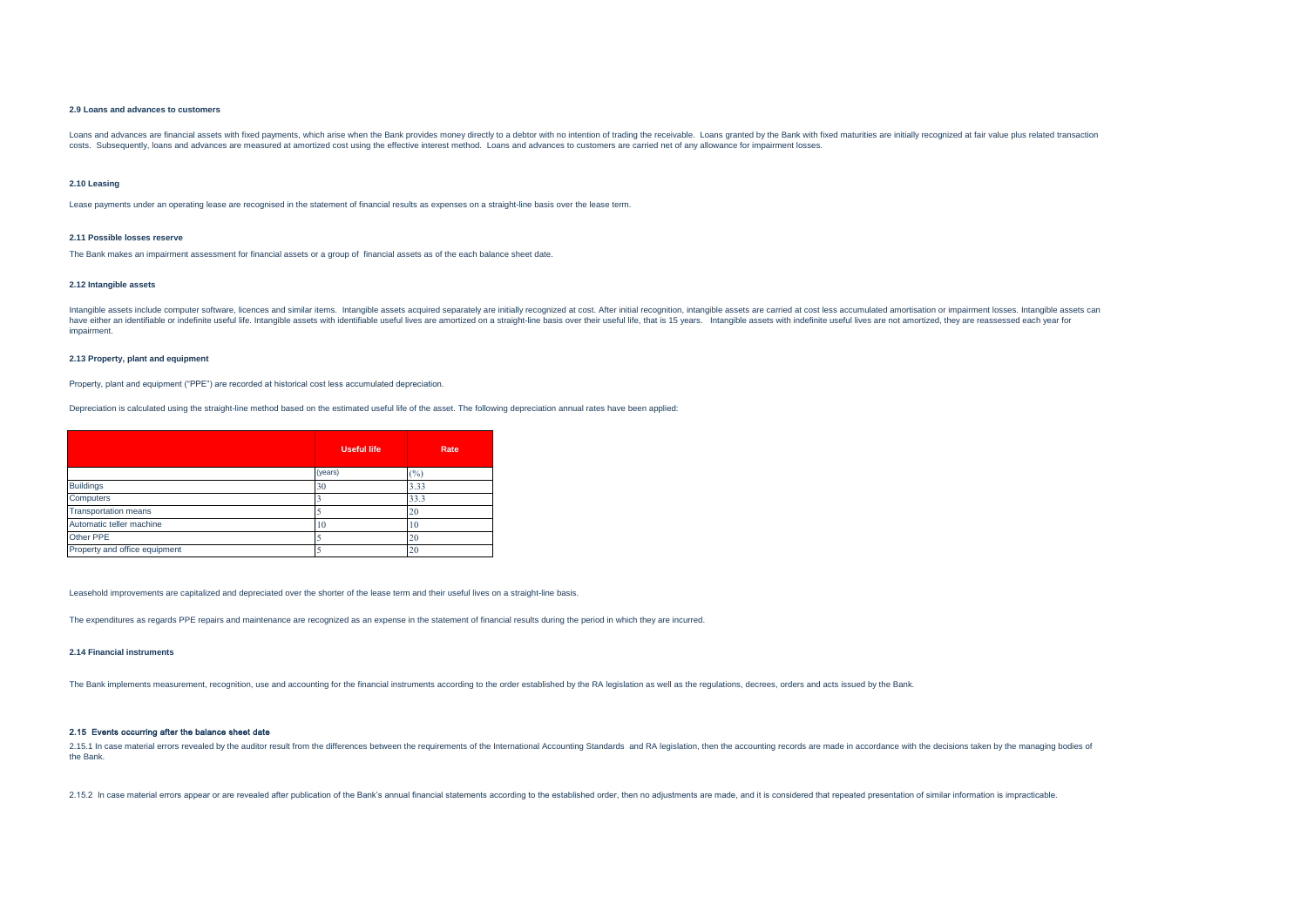### 2.9 Loans and advances to customers

Loans and advances are financial assets with fixed payments, which arise when the Bank provides money directly to a debtor with no intention of trading the receivable. Loans granted by the Bank with fixed maturities are initially recognized at fair value plus related transaction costs. Subsequently, loans and advances are measured at amortized cost using the effective interest method. Loans and advances to customers are carried net of any allowance for impairment losses.

### 2.10 Leasing

Lease payments under an operating lease are recognised in the statement of financial results as expenses on a straight-line basis over the lease term.

### 2.11 Possible losses reserve

The Bank makes an impairment assessment for financial assets or a group of financial assets as of the each balance sheet date.

### 2.12 Intangible assets

Intangible assets include computer software, licences and similar items. Intangible assets acquired separately are initially recognized at cost. After initial recognition, intangible assets are carried at cost less accumulated amortisation or impairment losses. Intangible assets can have either an identifiable or indefinite useful life. Intangible assets with identifiable useful lives are amortized on a straight-line basis over their useful life, that is 15 years. Intangible assets with indefinite useful lives are not amortized, they are reassessed each year for impairment.

### 2.13 Property, plant and equipment

Property, plant and equipment ("PPE") are recorded at historical cost less accumulated depreciation.

Depreciation is calculated using the straight-line method based on the estimated useful life of the asset. The following depreciation annual rates have been applied:

| | Useful life | Rate |
|---|---|---|
| | (years) | (%) |
| Buildings | 30 | 3.33 |
| Computers | 3 | 33.3 |
| Transportation means | 5 | 20 |
| Automatic teller machine | 10 | 10 |
| Other PPE | 5 | 20 |
| Property and office equipment | 5 | 20 |

Leasehold improvements are capitalized and depreciated over the shorter of the lease term and their useful lives on a straight-line basis.

The expenditures as regards PPE repairs and maintenance are recognized as an expense in the statement of financial results during the period in which they are incurred.

### 2.14 Financial instruments

The Bank implements measurement, recognition, use and accounting for the financial instruments according to the order established by the RA legislation as well as the regulations, decrees, orders and acts issued by the Bank.

### 2.15 Events occurring after the balance sheet date

2.15.1 In case material errors revealed by the auditor result from the differences between the requirements of the International Accounting Standards and RA legislation, then the accounting records are made in accordance with the decisions taken by the managing bodies of the Bank.

2.15.2 In case material errors appear or are revealed after publication of the Bank's annual financial statements according to the established order, then no adjustments are made, and it is considered that repeated presentation of similar information is impracticable.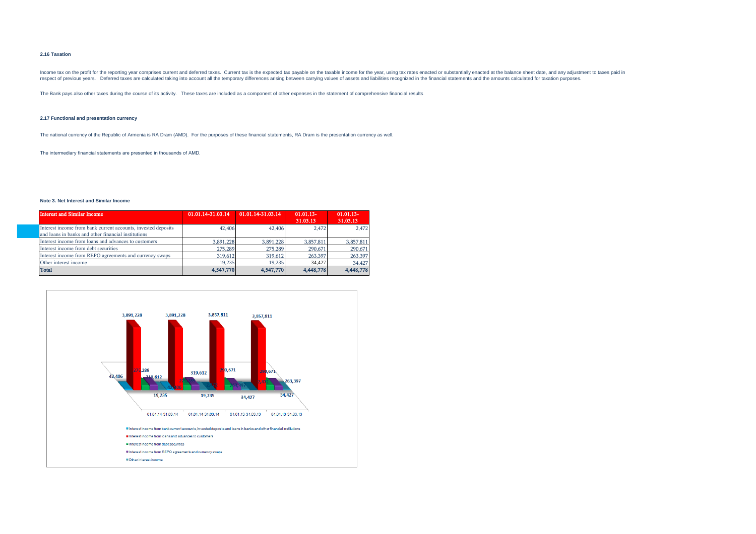**2.16 Taxation**

Income tax on the profit for the reporting year comprises current and deferred taxes. Current tax is the expected tax payable on the taxable income for the year, using tax rates enacted or substantially enacted at the balance sheet date, and any adjustment to taxes paid in respect of previous years. Deferred taxes are calculated taking into account all the temporary differences arising between carrying values of assets and liabilities recognized in the financial statements and the amounts calculated for taxation purposes.

The Bank pays also other taxes during the course of its activity. These taxes are included as a component of other expenses in the statement of comprehensive financial results

**2.17 Functional and presentation currency**

The national currency of the Republic of Armenia is RA Dram (AMD). For the purposes of these financial statements, RA Dram is the presentation currency as well.

The intermediary financial statements are presented in thousands of AMD.

**Note 3. Net Interest and Similar Income**

| Interest and Similar Income | 01.01.14-31.03.14 | 01.01.14-31.03.14 | 01.01.13-31.03.13 | 01.01.13-31.03.13 |
|---|---|---|---|---|
| Interest income from bank current accounts, invested deposits and loans in banks and other financial institutions | 42,406 | 42,406 | 2,472 | 2,472 |
| Interest income from loans and advances to customers | 3,891,228 | 3,891,228 | 3,857,811 | 3,857,811 |
| Interest income from debt securities | 275,289 | 275,289 | 290,671 | 290,671 |
| Interest income from REPO agreements and currency swaps | 319,612 | 319,612 | 263,397 | 263,397 |
| Other interest income | 19,235 | 19,235 | 34,427 | 34,427 |
| **Total** | **4,547,770** | **4,547,770** | **4,448,778** | **4,448,778** |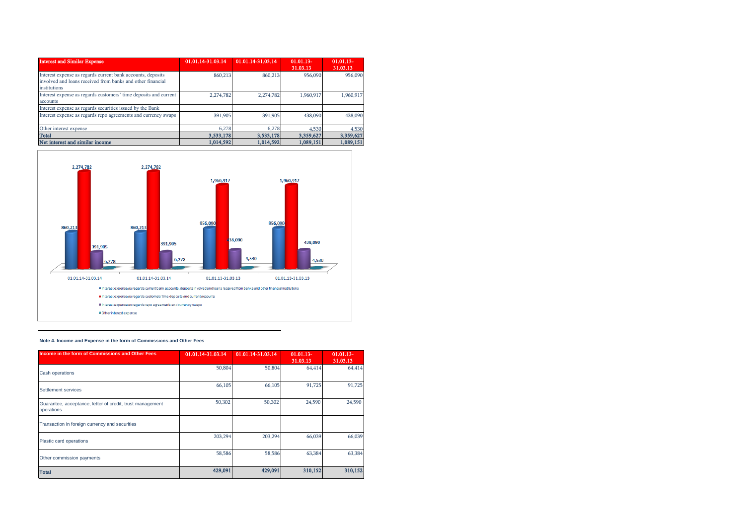| Interest and Similar Expense | 01.01.14-31.03.14 | 01.01.14-31.03.14 | 01.01.13-31.03.13 | 01.01.13-31.03.13 |
|---|---|---|---|---|
| Interest expense as regards current bank accounts, deposits involved and loans received from banks and other financial institutions | 860,213 | 860,213 | 956,090 | 956,090 |
| Interest expense as regards customers' time deposits and current accounts | 2,274,782 | 2,274,782 | 1,960,917 | 1,960,917 |
| Interest expense as regards securities issued by the Bank | | | | |
| Interest expense as regards repo agreements and currency swaps | 391,905 | 391,905 | 438,090 | 438,090 |
| Other interest expense | 6,278 | 6,278 | 4,530 | 4,530 |
| **Total** | **3,533,178** | **3,533,178** | **3,359,627** | **3,359,627** |
| **Net interest and similar income** | **1,014,592** | **1,014,592** | **1,089,151** | **1,089,151** |

**Note 4. Income and Expense in the form of Commissions and Other Fees**

| Income in the form of Commissions and Other Fees | 01.01.14-31.03.14 | 01.01.14-31.03.14 | 01.01.13-31.03.13 | 01.01.13-31.03.13 |
|---|---|---|---|---|
| Cash operations | 50,804 | 50,804 | 64,414 | 64,414 |
| Settlement services | 66,105 | 66,105 | 91,725 | 91,725 |
| Guarantee, acceptance, letter of credit, trust management operations | 50,302 | 50,302 | 24,590 | 24,590 |
| Transaction in foreign currency and securities | | | | |
| Plastic card operations | 203,294 | 203,294 | 66,039 | 66,039 |
| Other commission payments | 58,586 | 58,586 | 63,384 | 63,384 |
| **Total** | **429,091** | **429,091** | **310,152** | **310,152** |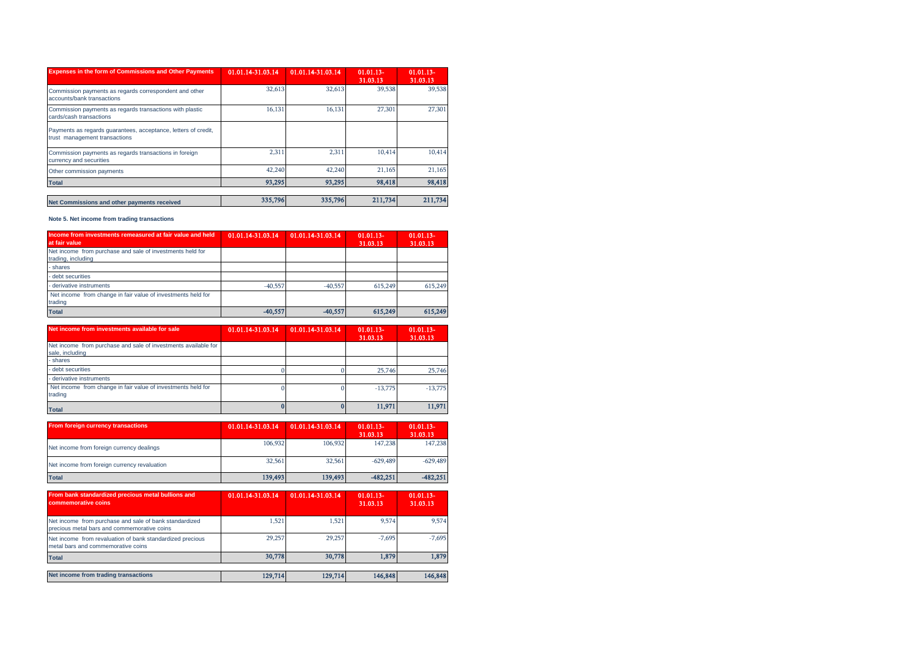| Expenses in the form of Commissions and Other Payments | 01.01.14-31.03.14 | 01.01.14-31.03.14 | 01.01.13-31.03.13 | 01.01.13-31.03.13 |
|---|---|---|---|---|
| Commission payments as regards correspondent and other accounts/bank transactions | 32,613 | 32,613 | 39,538 | 39,538 |
| Commission payments as regards transactions with plastic cards/cash transactions | 16,131 | 16,131 | 27,301 | 27,301 |
| Payments as regards guarantees, acceptance, letters of credit, trust management transactions | | | | |
| Commission payments as regards transactions in foreign currency and securities | 2,311 | 2,311 | 10,414 | 10,414 |
| Other commission payments | 42,240 | 42,240 | 21,165 | 21,165 |
| **Total** | **93,295** | **93,295** | **98,418** | **98,418** |

| Net Commissions and other payments received | 335,796 | 335,796 | 211,734 | 211,734 |
|---|---|---|---|---|

**Note 5. Net income from trading transactions**

| Income from investments remeasured at fair value and held at fair value | 01.01.14-31.03.14 | 01.01.14-31.03.14 | 01.01.13-31.03.13 | 01.01.13-31.03.13 |
|---|---|---|---|---|
| Net income from purchase and sale of investments held for trading, including | | | | |
| - shares | | | | |
| - debt securities | | | | |
| - derivative instruments | -40,557 | -40,557 | 615,249 | 615,249 |
| Net income from change in fair value of investments held for trading | | | | |
| **Total** | **-40,557** | **-40,557** | **615,249** | **615,249** |

| Net income from investments available for sale | 01.01.14-31.03.14 | 01.01.14-31.03.14 | 01.01.13-31.03.13 | 01.01.13-31.03.13 |
|---|---|---|---|---|
| Net income from purchase and sale of investments available for sale, including | | | | |
| - shares | | | | |
| - debt securities | 0 | 0 | 25,746 | 25,746 |
| - derivative instruments | | | | |
| Net income from change in fair value of investments held for trading | 0 | 0 | -13,775 | -13,775 |
| **Total** | **0** | **0** | **11,971** | **11,971** |

| From foreign currency transactions | 01.01.14-31.03.14 | 01.01.14-31.03.14 | 01.01.13-31.03.13 | 01.01.13-31.03.13 |
|---|---|---|---|---|
| Net income from foreign currency dealings | 106,932 | 106,932 | 147,238 | 147,238 |
| Net income from foreign currency revaluation | 32,561 | 32,561 | -629,489 | -629,489 |
| **Total** | **139,493** | **139,493** | **-482,251** | **-482,251** |

| From bank standardized precious metal bullions and commemorative coins | 01.01.14-31.03.14 | 01.01.14-31.03.14 | 01.01.13-31.03.13 | 01.01.13-31.03.13 |
|---|---|---|---|---|
| Net income from purchase and sale of bank standardized precious metal bars and commemorative coins | 1,521 | 1,521 | 9,574 | 9,574 |
| Net income from revaluation of bank standardized precious metal bars and commemorative coins | 29,257 | 29,257 | -7,695 | -7,695 |
| **Total** | **30,778** | **30,778** | **1,879** | **1,879** |

| Net income from trading transactions | 129,714 | 129,714 | 146,848 | 146,848 |
|---|---|---|---|---|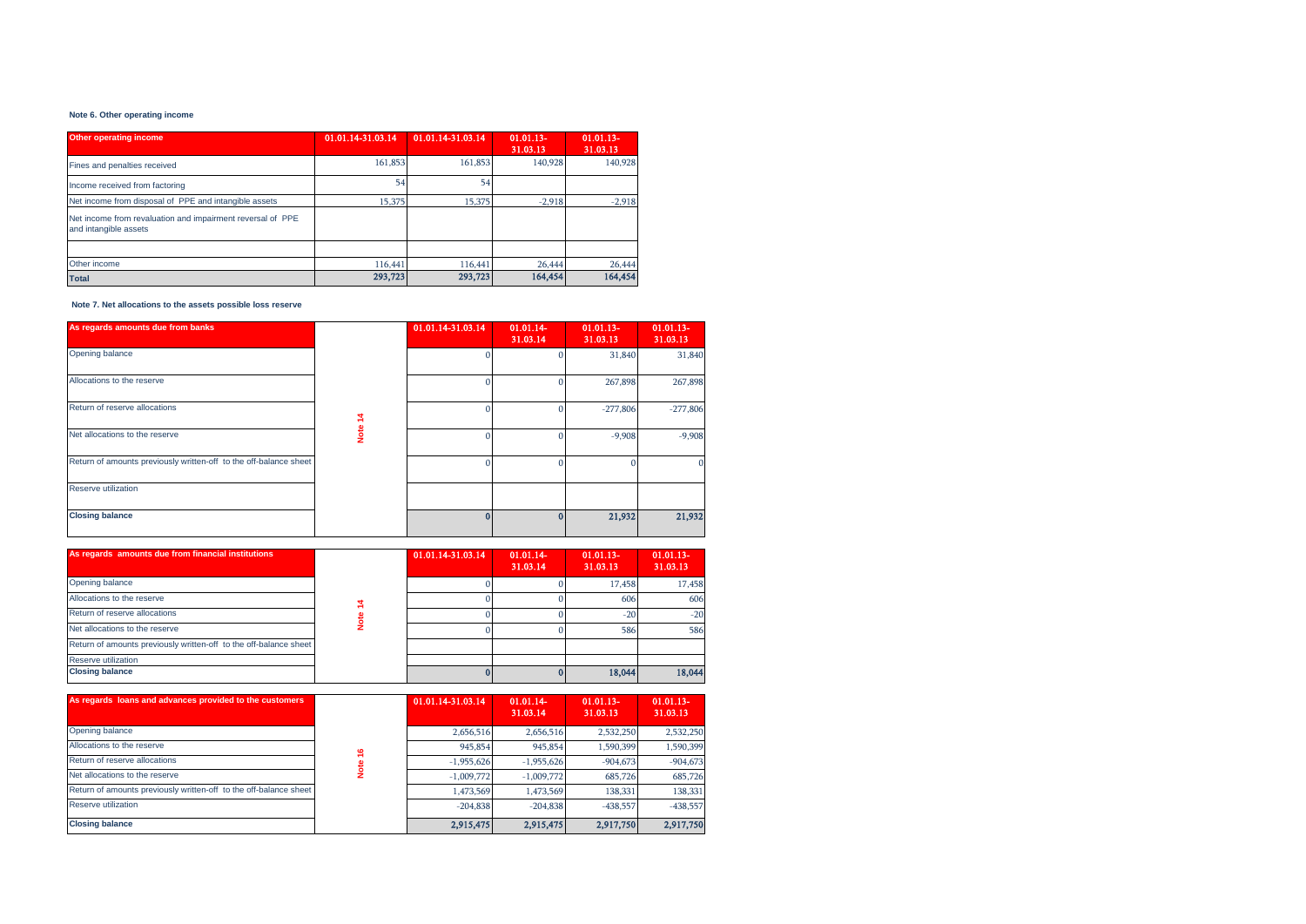**Note 6. Other operating income**

| Other operating income | 01.01.14-31.03.14 | 01.01.14-31.03.14 | 01.01.13-31.03.13 | 01.01.13-31.03.13 |
|---|---|---|---|---|
| Fines and penalties received | 161,853 | 161,853 | 140,928 | 140,928 |
| Income received from factoring | 54 | 54 | | |
| Net income from disposal of PPE and intangible assets | 15,375 | 15,375 | -2,918 | -2,918 |
| Net income from revaluation and impairment reversal of PPE and intangible assets | | | | |
| | | | | |
| Other income | 116,441 | 116,441 | 26,444 | 26,444 |
| **Total** | **293,723** | **293,723** | **164,454** | **164,454** |

**Note 7. Net allocations to the assets possible loss reserve**

| As regards amounts due from banks | | 01.01.14-31.03.14 | 01.01.14-31.03.14 | 01.01.13-31.03.13 | 01.01.13-31.03.13 |
|---|---|---|---|---|---|
| Opening balance | Note 14 | 0 | 0 | 31,840 | 31,840 |
| Allocations to the reserve | | 0 | 0 | 267,898 | 267,898 |
| Return of reserve allocations | | 0 | 0 | -277,806 | -277,806 |
| Net allocations to the reserve | | 0 | 0 | -9,908 | -9,908 |
| Return of amounts previously written-off to the off-balance sheet | | 0 | 0 | 0 | 0 |
| Reserve utilization | | | | | |
| **Closing balance** | | **0** | **0** | **21,932** | **21,932** |

| As regards amounts due from financial institutions | | 01.01.14-31.03.14 | 01.01.14-31.03.14 | 01.01.13-31.03.13 | 01.01.13-31.03.13 |
|---|---|---|---|---|---|
| Opening balance | Note 14 | 0 | 0 | 17,458 | 17,458 |
| Allocations to the reserve | | 0 | 0 | 606 | 606 |
| Return of reserve allocations | | 0 | 0 | -20 | -20 |
| Net allocations to the reserve | | 0 | 0 | 586 | 586 |
| Return of amounts previously written-off to the off-balance sheet | | | | | |
| Reserve utilization | | | | | |
| **Closing balance** | | **0** | **0** | **18,044** | **18,044** |

| As regards loans and advances provided to the customers | | 01.01.14-31.03.14 | 01.01.14-31.03.14 | 01.01.13-31.03.13 | 01.01.13-31.03.13 |
|---|---|---|---|---|---|
| Opening balance | Note 16 | 2,656,516 | 2,656,516 | 2,532,250 | 2,532,250 |
| Allocations to the reserve | | 945,854 | 945,854 | 1,590,399 | 1,590,399 |
| Return of reserve allocations | | -1,955,626 | -1,955,626 | -904,673 | -904,673 |
| Net allocations to the reserve | | -1,009,772 | -1,009,772 | 685,726 | 685,726 |
| Return of amounts previously written-off to the off-balance sheet | | 1,473,569 | 1,473,569 | 138,331 | 138,331 |
| Reserve utilization | | -204,838 | -204,838 | -438,557 | -438,557 |
| **Closing balance** | | **2,915,475** | **2,915,475** | **2,917,750** | **2,917,750** |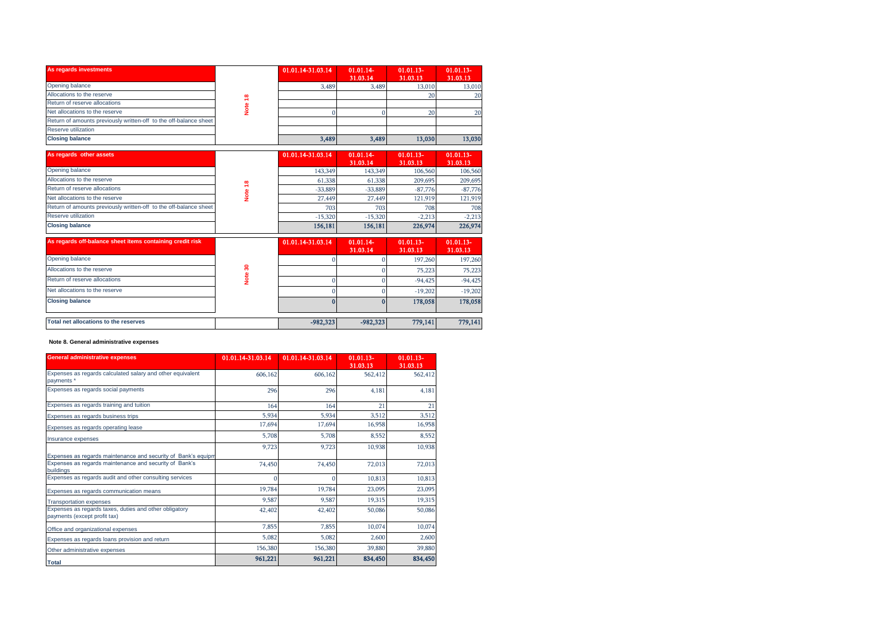| As regards investments | | 01.01.14-31.03.14 | 01.01.14-31.03.14 | 01.01.13-31.03.13 | 01.01.13-31.03.13 |
|---|---|---|---|---|---|
| Opening balance | Note 18 | 3,489 | 3,489 | 13,010 | 13,010 |
| Allocations to the reserve | | | | 20 | 20 |
| Return of reserve allocations | | | | | |
| Net allocations to the reserve | | 0 | 0 | 20 | 20 |
| Return of amounts previously written-off to the off-balance sheet | | | | | |
| Reserve utilization | | | | | |
| **Closing balance** | | **3,489** | **3,489** | **13,030** | **13,030** |

| As regards other assets | | 01.01.14-31.03.14 | 01.01.14-31.03.14 | 01.01.13-31.03.13 | 01.01.13-31.03.13 |
|---|---|---|---|---|---|
| Opening balance | Note 18 | 143,349 | 143,349 | 106,560 | 106,560 |
| Allocations to the reserve | | 61,338 | 61,338 | 209,695 | 209,695 |
| Return of reserve allocations | | -33,889 | -33,889 | -87,776 | -87,776 |
| Net allocations to the reserve | | 27,449 | 27,449 | 121,919 | 121,919 |
| Return of amounts previously written-off to the off-balance sheet | | 703 | 703 | 708 | 708 |
| Reserve utilization | | -15,320 | -15,320 | -2,213 | -2,213 |
| **Closing balance** | | **156,181** | **156,181** | **226,974** | **226,974** |

| As regards off-balance sheet items containing credit risk | | 01.01.14-31.03.14 | 01.01.14-31.03.14 | 01.01.13-31.03.13 | 01.01.13-31.03.13 |
|---|---|---|---|---|---|
| Opening balance | Note 30 | 0 | 0 | 197,260 | 197,260 |
| Allocations to the reserve | | | 0 | 75,223 | 75,223 |
| Return of reserve allocations | | 0 | 0 | -94,425 | -94,425 |
| Net allocations to the reserve | | 0 | 0 | -19,202 | -19,202 |
| **Closing balance** | | **0** | **0** | **178,058** | **178,058** |
| | | | | | |
| **Total net allocations to the reserves** | | **-982,323** | **-982,323** | **779,141** | **779,141** |

**Note 8. General administrative expenses**

| General administrative expenses | 01.01.14-31.03.14 | 01.01.14-31.03.14 | 01.01.13-31.03.13 | 01.01.13-31.03.13 |
|---|---|---|---|---|
| Expenses as regards calculated salary and other equivalent payments * | 606,162 | 606,162 | 562,412 | 562,412 |
| Expenses as regards social payments | 296 | 296 | 4,181 | 4,181 |
| Expenses as regards training and tuition | 164 | 164 | 21 | 21 |
| Expenses as regards business trips | 5,934 | 5,934 | 3,512 | 3,512 |
| Expenses as regards operating lease | 17,694 | 17,694 | 16,958 | 16,958 |
| Insurance expenses | 5,708 | 5,708 | 8,552 | 8,552 |
| Expenses as regards maintenance and security of Bank's equipm | 9,723 | 9,723 | 10,938 | 10,938 |
| Expenses as regards maintenance and security of Bank's buildings | 74,450 | 74,450 | 72,013 | 72,013 |
| Expenses as regards audit and other consulting services | 0 | 0 | 10,813 | 10,813 |
| Expenses as regards communication means | 19,784 | 19,784 | 23,095 | 23,095 |
| Transportation expenses | 9,587 | 9,587 | 19,315 | 19,315 |
| Expenses as regards taxes, duties and other obligatory payments (except profit tax) | 42,402 | 42,402 | 50,086 | 50,086 |
| Office and organizational expenses | 7,855 | 7,855 | 10,074 | 10,074 |
| Expenses as regards loans provision and return | 5,082 | 5,082 | 2,600 | 2,600 |
| Other administrative expenses | 156,380 | 156,380 | 39,880 | 39,880 |
| **Total** | **961,221** | **961,221** | **834,450** | **834,450** |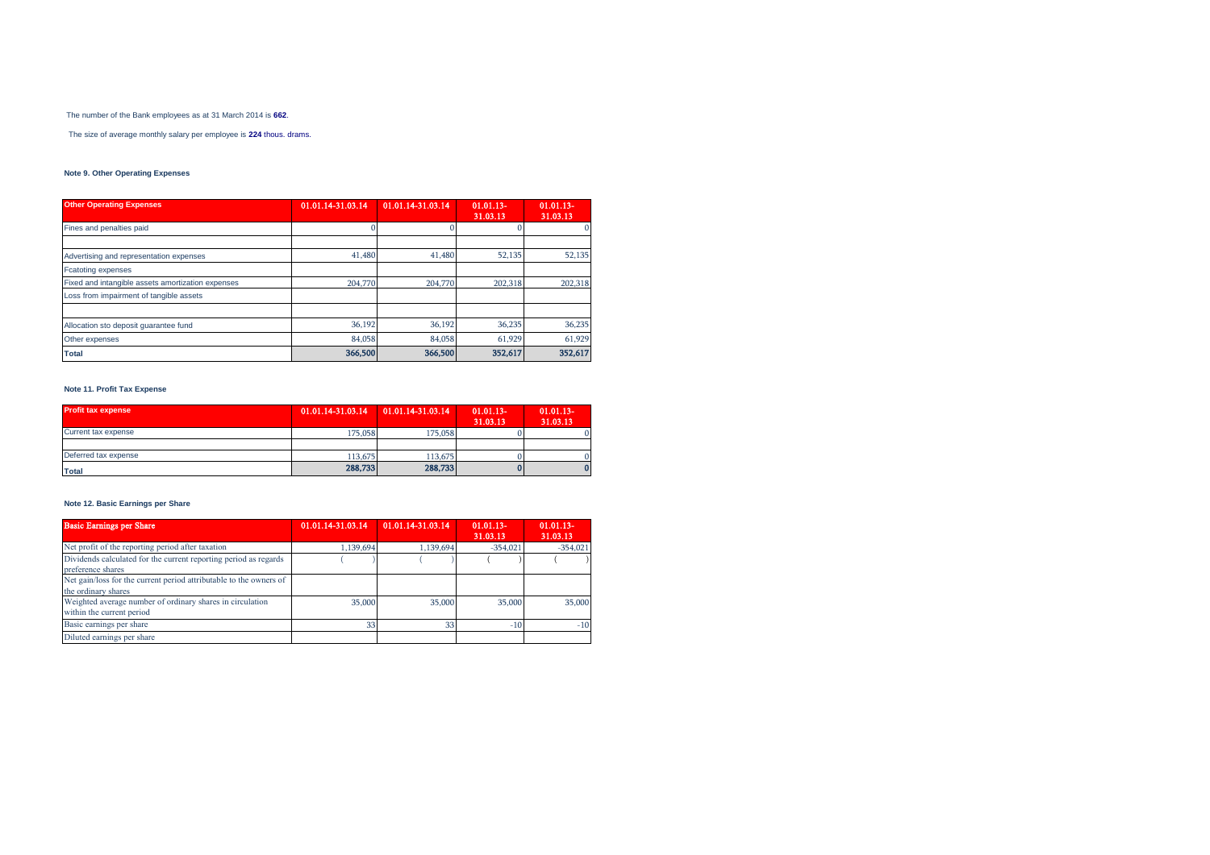The number of the Bank employees as at 31 March 2014 is **662**.

The size of average monthly salary per employee is **224** thous. drams.

### Note 9. Other Operating Expenses

| Other Operating Expenses | 01.01.14-31.03.14 | 01.01.14-31.03.14 | 01.01.13-31.03.13 | 01.01.13-31.03.13 |
|---|---|---|---|---|
| Fines and penalties paid | 0 | 0 | 0 | 0 |
| | | | | |
| Advertising and representation expenses | 41,480 | 41,480 | 52,135 | 52,135 |
| Fcatoting expenses | | | | |
| Fixed and intangible assets amortization expenses | 204,770 | 204,770 | 202,318 | 202,318 |
| Loss from impairment of tangible assets | | | | |
| | | | | |
| Allocation sto deposit guarantee fund | 36,192 | 36,192 | 36,235 | 36,235 |
| Other expenses | 84,058 | 84,058 | 61,929 | 61,929 |
| **Total** | **366,500** | **366,500** | **352,617** | **352,617** |

### Note 11. Profit Tax Expense

| Profit tax expense | 01.01.14-31.03.14 | 01.01.14-31.03.14 | 01.01.13-31.03.13 | 01.01.13-31.03.13 |
|---|---|---|---|---|
| Current tax expense | 175,058 | 175,058 | 0 | 0 |
| | | | | |
| Deferred tax expense | 113,675 | 113,675 | 0 | 0 |
| **Total** | **288,733** | **288,733** | **0** | **0** |

### Note 12. Basic Earnings per Share

| Basic Earnings per Share | 01.01.14-31.03.14 | 01.01.14-31.03.14 | 01.01.13-31.03.13 | 01.01.13-31.03.13 |
|---|---|---|---|---|
| Net profit of the reporting period after taxation | 1,139,694 | 1,139,694 | -354,021 | -354,021 |
| Dividends calculated for the current reporting period as regards preference shares | ( ) | ( ) | ( ) | ( ) |
| Net gain/loss for the current period attributable to the owners of the ordinary shares | | | | |
| Weighted average number of ordinary shares in circulation within the current period | 35,000 | 35,000 | 35,000 | 35,000 |
| Basic earnings per share | 33 | 33 | -10 | -10 |
| Diluted earnings per share | | | | |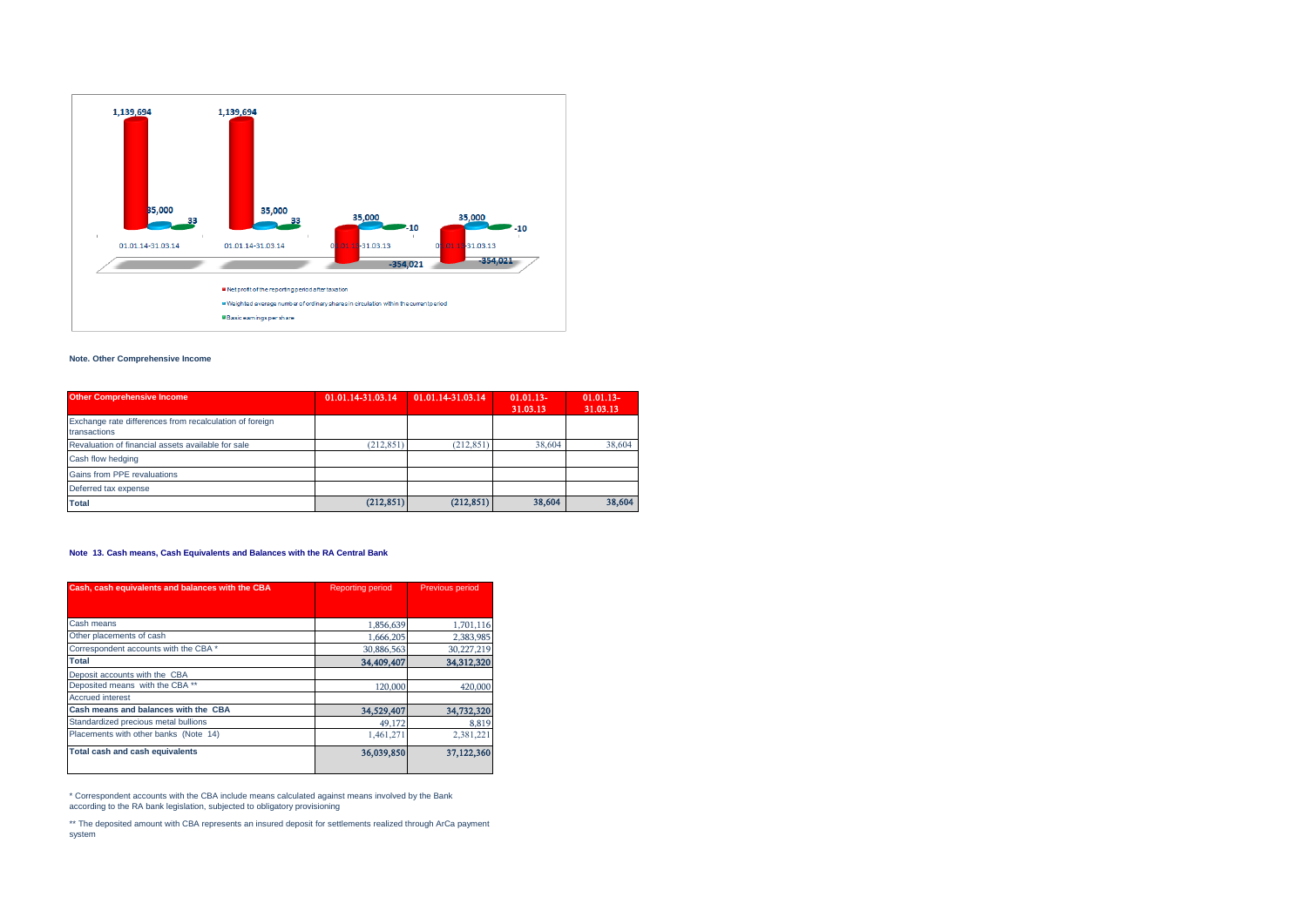1,139,694 | 1,139,694 | 35,000 | 35,000 | 33 | 33 | 35,000 | 35,000 | -10 | -10 | -354,021 | -354,021

01.01.14-31.03.14 | 01.01.14-31.03.14 | 01.01.13-31.03.13 | 01.01.13-31.03.13

- Net profit of the reporting period after taxation
- Weighted average number of ordinary shares in circulation within the current period
- Basic earnings per share

**Note. Other Comprehensive Income**

| Other Comprehensive Income | 01.01.14-31.03.14 | 01.01.14-31.03.14 | 01.01.13-31.03.13 | 01.01.13-31.03.13 |
|---|---|---|---|---|
| Exchange rate differences from recalculation of foreign transactions | | | | |
| Revaluation of financial assets available for sale | (212,851) | (212,851) | 38,604 | 38,604 |
| Cash flow hedging | | | | |
| Gains from PPE revaluations | | | | |
| Deferred tax expense | | | | |
| **Total** | **(212,851)** | **(212,851)** | **38,604** | **38,604** |

**Note 13. Cash means, Cash Equivalents and Balances with the RA Central Bank**

| Cash, cash equivalents and balances with the CBA | Reporting period | Previous period |
|---|---|---|
| Cash means | 1,856,639 | 1,701,116 |
| Other placements of cash | 1,666,205 | 2,383,985 |
| Correspondent accounts with the CBA * | 30,886,563 | 30,227,219 |
| **Total** | **34,409,407** | **34,312,320** |
| Deposit accounts with the CBA | | |
| Deposited means with the CBA ** | 120,000 | 420,000 |
| Accrued interest | | |
| **Cash means and balances with the CBA** | **34,529,407** | **34,732,320** |
| Standardized precious metal bullions | 49,172 | 8,819 |
| Placements with other banks (Note 14) | 1,461,271 | 2,381,221 |
| **Total cash and cash equivalents** | **36,039,850** | **37,122,360** |

* Correspondent accounts with the CBA include means calculated against means involved by the Bank according to the RA bank legislation, subjected to obligatory provisioning

** The deposited amount with CBA represents an insured deposit for settlements realized through ArCa payment system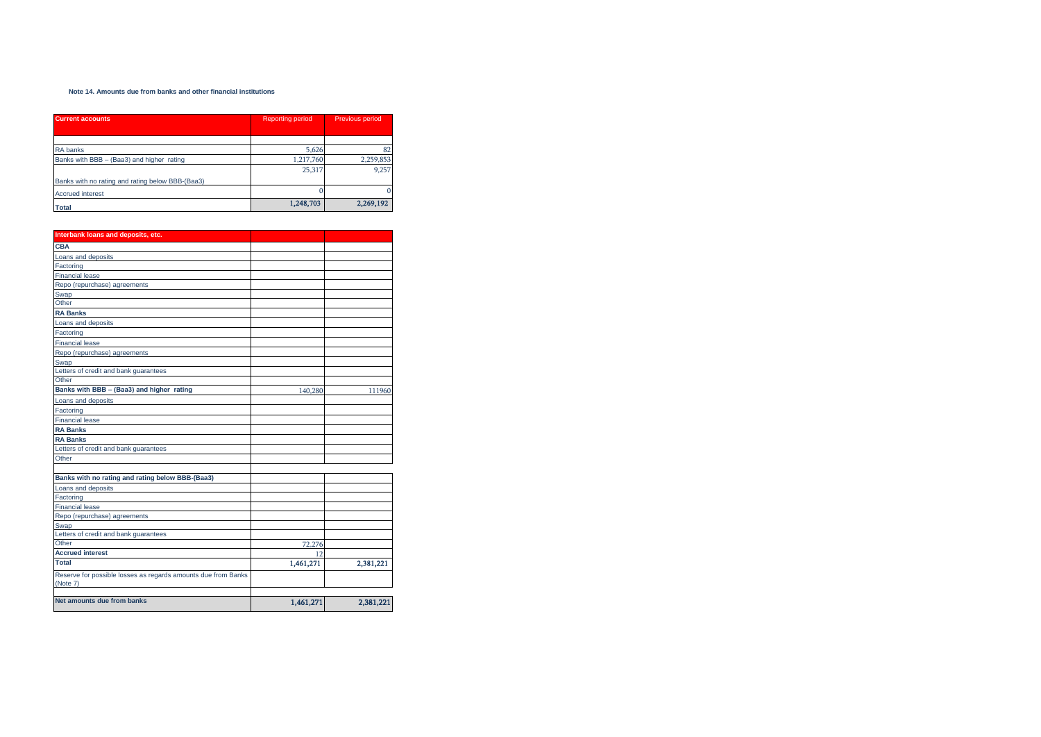**Note 14. Amounts due from banks and other financial institutions**

| Current accounts | Reporting period | Previous period |
|---|---|---|
| | | |
| RA banks | 5,626 | 82 |
| Banks with BBB – (Baa3) and higher rating | 1,217,760 | 2,259,853 |
| Banks with no rating and rating below BBB-(Baa3) | 25,317 | 9,257 |
| Accrued interest | 0 | 0 |
| **Total** | 1,248,703 | 2,269,192 |

| Interbank loans and deposits, etc. | | |
|---|---|---|
| **CBA** | | |
| Loans and deposits | | |
| Factoring | | |
| Financial lease | | |
| Repo (repurchase) agreements | | |
| Swap | | |
| Other | | |
| **RA Banks** | | |
| Loans and deposits | | |
| Factoring | | |
| Financial lease | | |
| Repo (repurchase) agreements | | |
| Swap | | |
| Letters of credit and bank guarantees | | |
| Other | | |
| **Banks with BBB – (Baa3) and higher rating** | 140,280 | 111960 |
| Loans and deposits | | |
| Factoring | | |
| Financial lease | | |
| **RA Banks** | | |
| **RA Banks** | | |
| Letters of credit and bank guarantees | | |
| Other | | |
| | | |
| **Banks with no rating and rating below BBB-(Baa3)** | | |
| Loans and deposits | | |
| Factoring | | |
| Financial lease | | |
| Repo (repurchase) agreements | | |
| Swap | | |
| Letters of credit and bank guarantees | | |
| Other | 72,276 | |
| **Accrued interest** | 12 | |
| **Total** | 1,461,271 | 2,381,221 |
| Reserve for possible losses as regards amounts due from Banks (Note 7) | | |
| | | |
| **Net amounts due from banks** | 1,461,271 | 2,381,221 |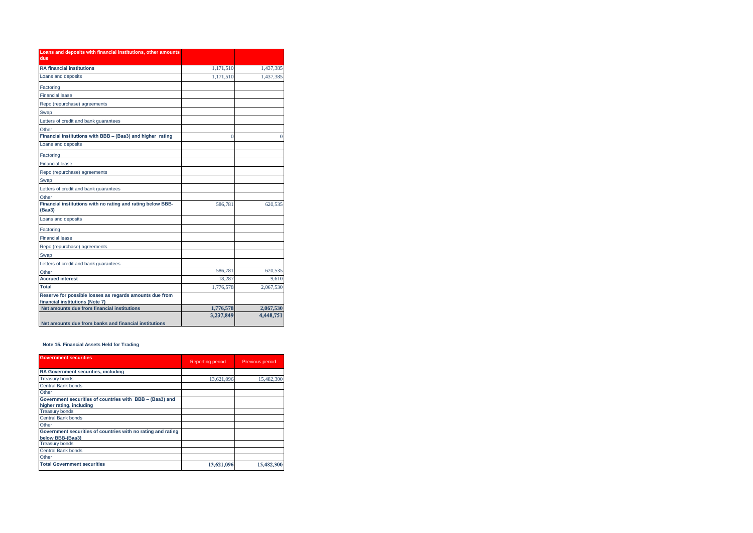| Loans and deposits with financial institutions, other amounts due | | |
|---|---|---|
| **RA financial institutions** | 1,171,510 | 1,437,385 |
| Loans and deposits | 1,171,510 | 1,437,385 |
| Factoring | | |
| Financial lease | | |
| Repo (repurchase) agreements | | |
| Swap | | |
| Letters of credit and bank guarantees | | |
| Other | | |
| **Financial institutions with BBB – (Baa3) and higher rating** | 0 | 0 |
| Loans and deposits | | |
| Factoring | | |
| Financial lease | | |
| Repo (repurchase) agreements | | |
| Swap | | |
| Letters of credit and bank guarantees | | |
| Other | | |
| **Financial institutions with no rating and rating below BBB-(Baa3)** | 586,781 | 620,535 |
| Loans and deposits | | |
| Factoring | | |
| Financial lease | | |
| Repo (repurchase) agreements | | |
| Swap | | |
| Letters of credit and bank guarantees | | |
| Other | 586,781 | 620,535 |
| **Accrued interest** | 18,287 | 9,610 |
| **Total** | 1,776,578 | 2,067,530 |
| **Reserve for possible losses as regards amounts due from financial institutions (Note 7)** | | |
| **Net amounts due from financial institutions** | **1,776,578** | **2,067,530** |
| **Net amounts due from banks and financial institutions** | **3,237,849** | **4,448,751** |

**Note 15. Financial Assets Held for Trading**

| Government securities | Reporting period | Previous period |
|---|---|---|
| **RA Government securities, including** | | |
| Treasury bonds | 13,621,096 | 15,482,300 |
| Central Bank bonds | | |
| Other | | |
| **Government securities of countries with BBB – (Baa3) and higher rating, including** | | |
| Treasury bonds | | |
| Central Bank bonds | | |
| Other | | |
| **Government securities of countries with no rating and rating below BBB-(Baa3)** | | |
| Treasury bonds | | |
| Central Bank bonds | | |
| Other | | |
| **Total Government securities** | **13,621,096** | **15,482,300** |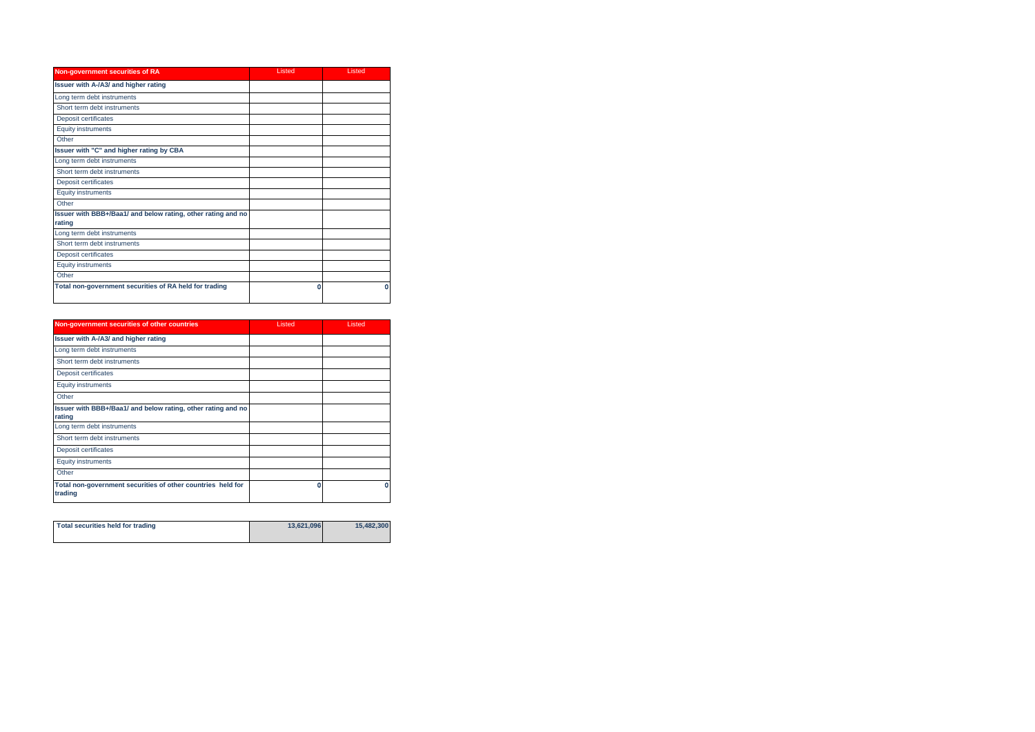| Non-government securities of RA | Listed | Listed |
|---|---|---|
| **Issuer with A-/A3/ and higher rating** | | |
| Long term debt instruments | | |
| Short term debt instruments | | |
| Deposit certificates | | |
| Equity instruments | | |
| Other | | |
| **Issuer with "C" and higher rating by CBA** | | |
| Long term debt instruments | | |
| Short term debt instruments | | |
| Deposit certificates | | |
| Equity instruments | | |
| Other | | |
| **Issuer with BBB+/Baa1/ and below rating, other rating and no rating** | | |
| Long term debt instruments | | |
| Short term debt instruments | | |
| Deposit certificates | | |
| Equity instruments | | |
| Other | | |
| **Total non-government securities of RA held for trading** | **0** | **0** |

| Non-government securities of other countries | Listed | Listed |
|---|---|---|
| **Issuer with A-/A3/ and higher rating** | | |
| Long term debt instruments | | |
| Short term debt instruments | | |
| Deposit certificates | | |
| Equity instruments | | |
| Other | | |
| **Issuer with BBB+/Baa1/ and below rating, other rating and no rating** | | |
| Long term debt instruments | | |
| Short term debt instruments | | |
| Deposit certificates | | |
| Equity instruments | | |
| Other | | |
| **Total non-government securities of other countries held for trading** | **0** | **0** |

| Total securities held for trading | 13,621,096 | 15,482,300 |
|---|---|---|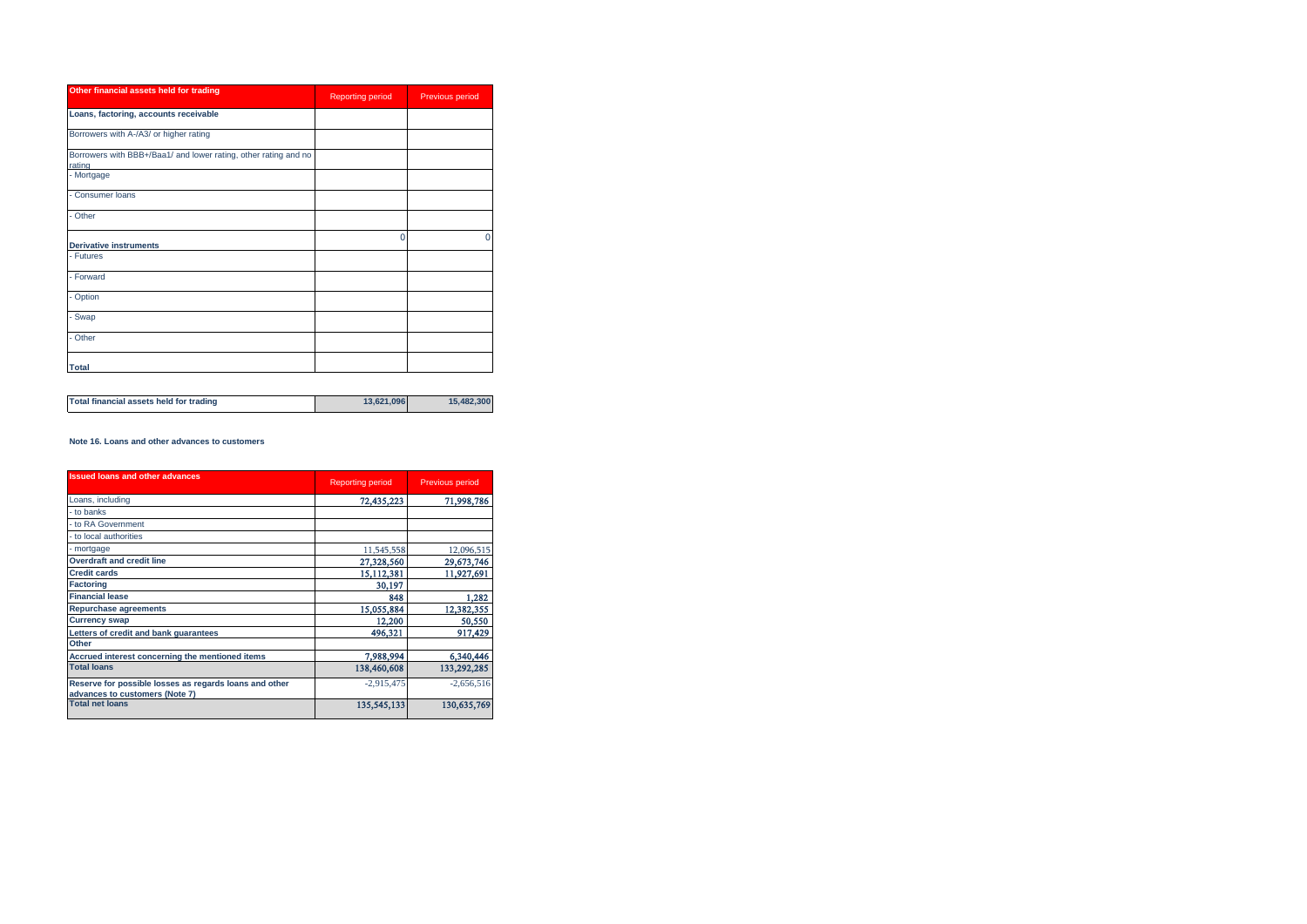| Other financial assets held for trading | Reporting period | Previous period |
| --- | --- | --- |
| **Loans, factoring, accounts receivable** | | |
| Borrowers with A-/A3/ or higher rating | | |
| Borrowers with BBB+/Baa1/ and lower rating, other rating and no rating | | |
| - Mortgage | | |
| - Consumer loans | | |
| - Other | | |
| **Derivative instruments** | 0 | 0 |
| - Futures | | |
| - Forward | | |
| - Option | | |
| - Swap | | |
| - Other | | |
| **Total** | | |

| Total financial assets held for trading | 13,621,096 | 15,482,300 |
| --- | --- | --- |

**Note 16. Loans and other advances to customers**

| Issued loans and other advances | Reporting period | Previous period |
| --- | --- | --- |
| Loans, including | 72,435,223 | 71,998,786 |
| - to banks | | |
| - to RA Government | | |
| - to local authorities | | |
| - mortgage | 11,545,558 | 12,096,515 |
| **Overdraft and credit line** | 27,328,560 | 29,673,746 |
| **Credit cards** | 15,112,381 | 11,927,691 |
| **Factoring** | 30,197 | |
| **Financial lease** | 848 | 1,282 |
| **Repurchase agreements** | 15,055,884 | 12,382,355 |
| **Currency swap** | 12,200 | 50,550 |
| **Letters of credit and bank guarantees** | 496,321 | 917,429 |
| **Other** | | |
| **Accrued interest concerning the mentioned items** | 7,988,994 | 6,340,446 |
| **Total loans** | 138,460,608 | 133,292,285 |
| **Reserve for possible losses as regards loans and other advances to customers (Note 7)** | -2,915,475 | -2,656,516 |
| **Total net loans** | 135,545,133 | 130,635,769 |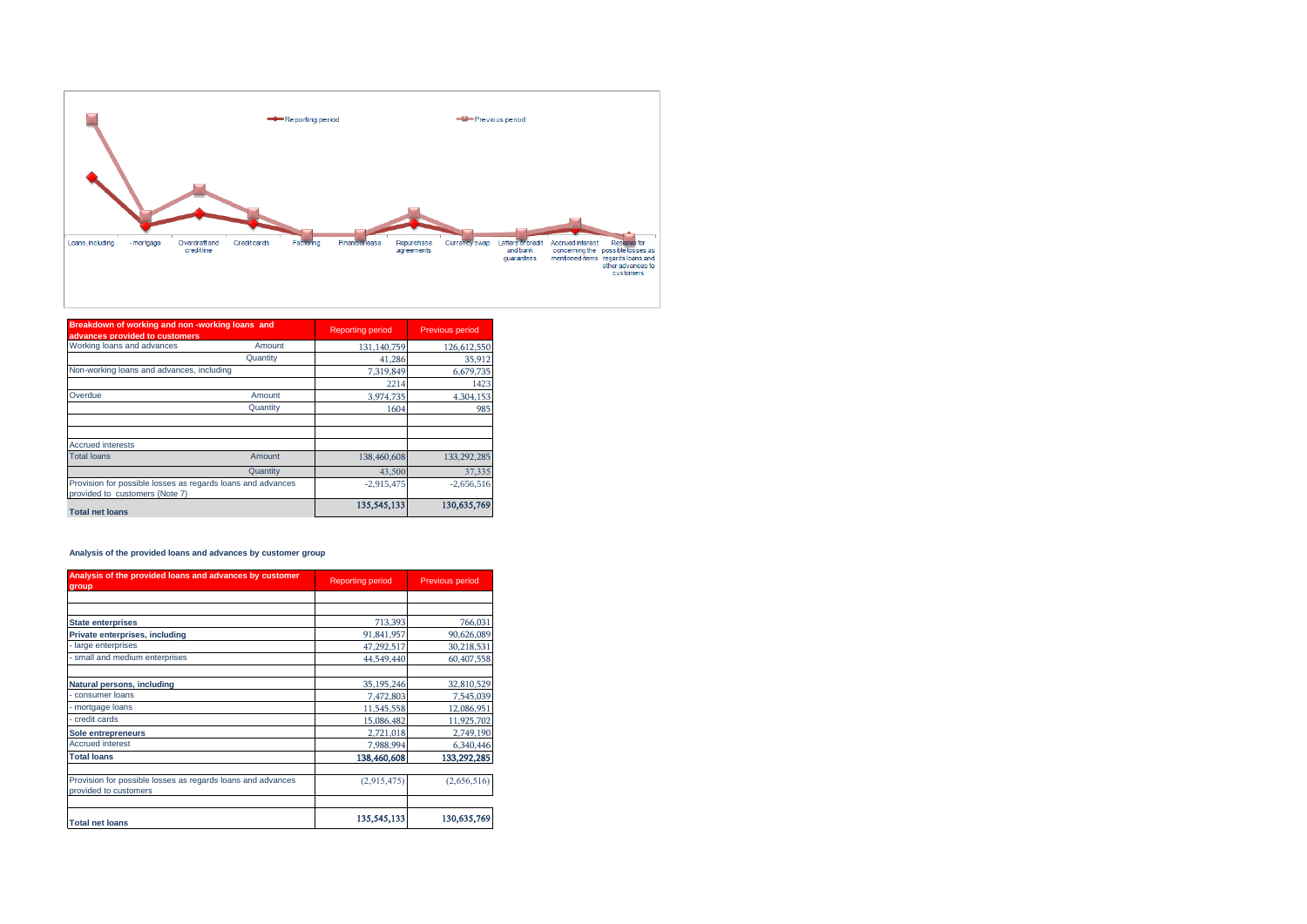| Breakdown of working and non -working loans and advances provided to customers | | Reporting period | Previous period |
|---|---|---|---|
| Working loans and advances | Amount | 131,140,759 | 126,612,550 |
| | Quantity | 41,286 | 35,912 |
| Non-working loans and advances, including | | 7,319,849 | 6,679,735 |
| | | 2214 | 1423 |
| Overdue | Amount | 3,974,735 | 4,304,153 |
| | Quantity | 1604 | 985 |
| | | | |
| | | | |
| Accrued interests | | | |
| Total loans | Amount | 138,460,608 | 133,292,285 |
| | Quantity | 43,500 | 37,335 |
| Provision for possible losses as regards loans and advances provided to customers (Note 7) | | -2,915,475 | -2,656,516 |
| **Total net loans** | | 135,545,133 | 130,635,769 |

**Analysis of the provided loans and advances by customer group**

| Analysis of the provided loans and advances by customer group | Reporting period | Previous period |
|---|---|---|
| | | |
| | | |
| **State enterprises** | 713,393 | 766,031 |
| **Private enterprises, including** | 91,841,957 | 90,626,089 |
| - large enterprises | 47,292,517 | 30,218,531 |
| - small and medium enterprises | 44,549,440 | 60,407,558 |
| | | |
| **Natural persons, including** | 35,195,246 | 32,810,529 |
| - consumer loans | 7,472,803 | 7,545,039 |
| - mortgage loans | 11,545,558 | 12,086,951 |
| - credit cards | 15,086,482 | 11,925,702 |
| **Sole entrepreneurs** | 2,721,018 | 2,749,190 |
| Accrued interest | 7,988,994 | 6,340,446 |
| **Total loans** | 138,460,608 | 133,292,285 |
| | | |
| Provision for possible losses as regards loans and advances provided to customers | (2,915,475) | (2,656,516) |
| | | |
| **Total net loans** | 135,545,133 | 130,635,769 |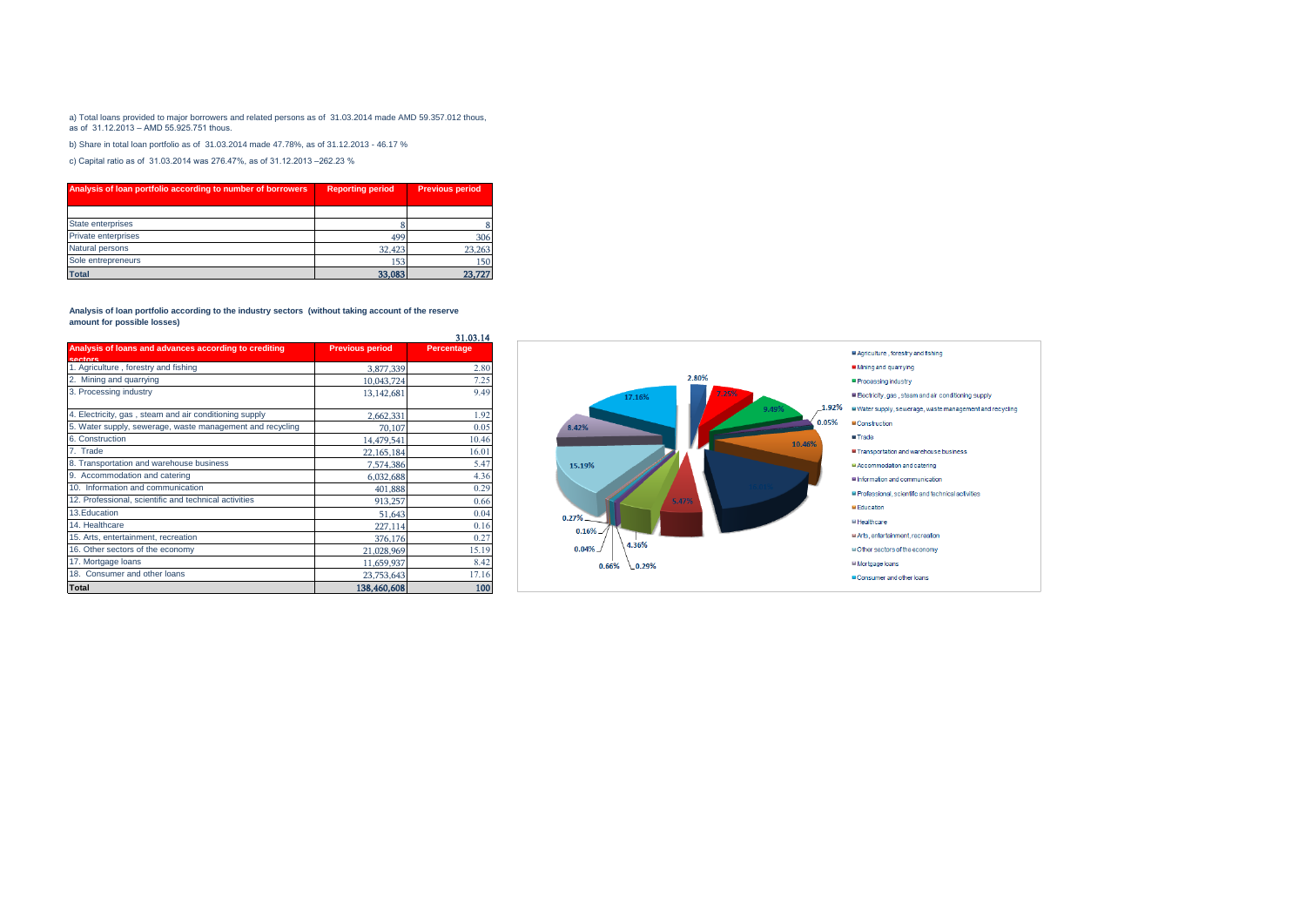a) Total loans provided to major borrowers and related persons as of 31.03.2014 made AMD 59.357.012 thous, as of 31.12.2013 – AMD 55.925.751 thous.

b) Share in total loan portfolio as of 31.03.2014 made 47.78%, as of 31.12.2013 - 46.17 %

c) Capital ratio as of 31.03.2014 was 276.47%, as of 31.12.2013 –262.23 %

| Analysis of loan portfolio according to number of borrowers | Reporting period | Previous period |
|---|---|---|
| | | |
| State enterprises | 8 | 8 |
| Private enterprises | 499 | 306 |
| Natural persons | 32,423 | 23,263 |
| Sole entrepreneurs | 153 | 150 |
| **Total** | **33,083** | **23,727** |

**Analysis of loan portfolio according to the industry sectors (without taking account of the reserve amount for possible losses)**

31.03.14

| Analysis of loans and advances according to crediting sectors | Previous period | Percentage |
|---|---|---|
| 1. Agriculture , forestry and fishing | 3,877,339 | 2.80 |
| 2. Mining and quarrying | 10,043,724 | 7.25 |
| 3. Processing industry | 13,142,681 | 9.49 |
| 4. Electricity, gas , steam and air conditioning supply | 2,662,331 | 1.92 |
| 5. Water supply, sewerage, waste management and recycling | 70,107 | 0.05 |
| 6. Construction | 14,479,541 | 10.46 |
| 7. Trade | 22,165,184 | 16.01 |
| 8. Transportation and warehouse business | 7,574,386 | 5.47 |
| 9. Accommodation and catering | 6,032,688 | 4.36 |
| 10. Information and communication | 401,888 | 0.29 |
| 12. Professional, scientific and technical activities | 913,257 | 0.66 |
| 13.Education | 51,643 | 0.04 |
| 14. Healthcare | 227,114 | 0.16 |
| 15. Arts, entertainment, recreation | 376,176 | 0.27 |
| 16. Other sectors of the economy | 21,028,969 | 15.19 |
| 17. Mortgage loans | 11,659,937 | 8.42 |
| 18. Consumer and other loans | 23,753,643 | 17.16 |
| **Total** | **138,460,608** | **100** |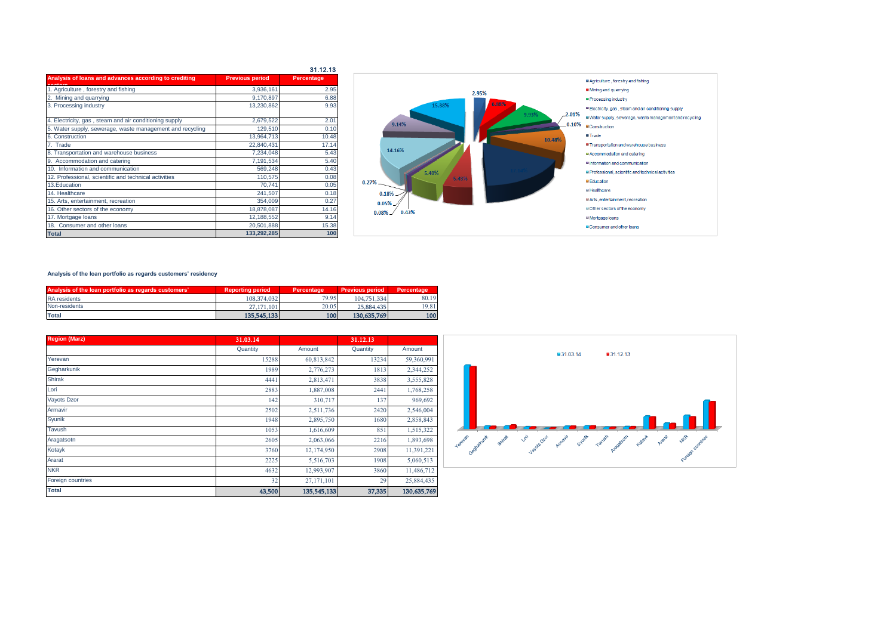31.12.13

| Analysis of loans and advances according to crediting sectors | Previous period | Percentage |
|---|---|---|
| 1. Agriculture , forestry and fishing | 3,936,161 | 2.95 |
| 2. Mining and quarrying | 9,170,897 | 6.88 |
| 3. Processing industry | 13,230,862 | 9.93 |
| 4. Electricity, gas , steam and air conditioning supply | 2,679,522 | 2.01 |
| 5. Water supply, sewerage, waste management and recycling | 129,510 | 0.10 |
| 6. Construction | 13,964,713 | 10.48 |
| 7. Trade | 22,840,431 | 17.14 |
| 8. Transportation and warehouse business | 7,234,048 | 5.43 |
| 9. Accommodation and catering | 7,191,534 | 5.40 |
| 10. Information and communication | 569,248 | 0.43 |
| 12. Professional, scientific and technical activities | 110,575 | 0.08 |
| 13.Education | 70,741 | 0.05 |
| 14. Healthcare | 241,507 | 0.18 |
| 15. Arts, entertainment, recreation | 354,009 | 0.27 |
| 16. Other sectors of the economy | 18,878,087 | 14.16 |
| 17. Mortgage loans | 12,188,552 | 9.14 |
| 18. Consumer and other loans | 20,501,888 | 15.38 |
| **Total** | **133,292,285** | **100** |

**Analysis of the loan portfolio as regards customers' residency**

| Analysis of the loan portfolio as regards customers' residency | Reporting period | Percentage | Previous period | Percentage |
|---|---|---|---|---|
| RA residents | 108,374,032 | 79.95 | 104,751,334 | 80.19 |
| Non-residents | 27,171,101 | 20.05 | 25,884,435 | 19.81 |
| **Total** | **135,545,133** | **100** | **130,635,769** | **100** |

| Region (Marz) | 31.03.14 | | 31.12.13 | |
|---|---|---|---|---|
| | Quantity | Amount | Quantity | Amount |
| Yerevan | 15288 | 60,813,842 | 13234 | 59,360,991 |
| Gegharkunik | 1989 | 2,776,273 | 1813 | 2,344,252 |
| Shirak | 4441 | 2,813,471 | 3838 | 3,555,828 |
| Lori | 2883 | 1,887,008 | 2441 | 1,768,258 |
| Vayots Dzor | 142 | 310,717 | 137 | 969,692 |
| Armavir | 2502 | 2,511,736 | 2420 | 2,546,004 |
| Syunik | 1948 | 2,895,750 | 1680 | 2,858,843 |
| Tavush | 1053 | 1,616,609 | 851 | 1,515,322 |
| Aragatsotn | 2605 | 2,063,066 | 2216 | 1,893,698 |
| Kotayk | 3760 | 12,174,950 | 2908 | 11,391,221 |
| Ararat | 2225 | 5,516,703 | 1908 | 5,060,513 |
| NKR | 4632 | 12,993,907 | 3860 | 11,486,712 |
| Foreign countries | 32 | 27,171,101 | 29 | 25,884,435 |
| **Total** | **43,500** | **135,545,133** | **37,335** | **130,635,769** |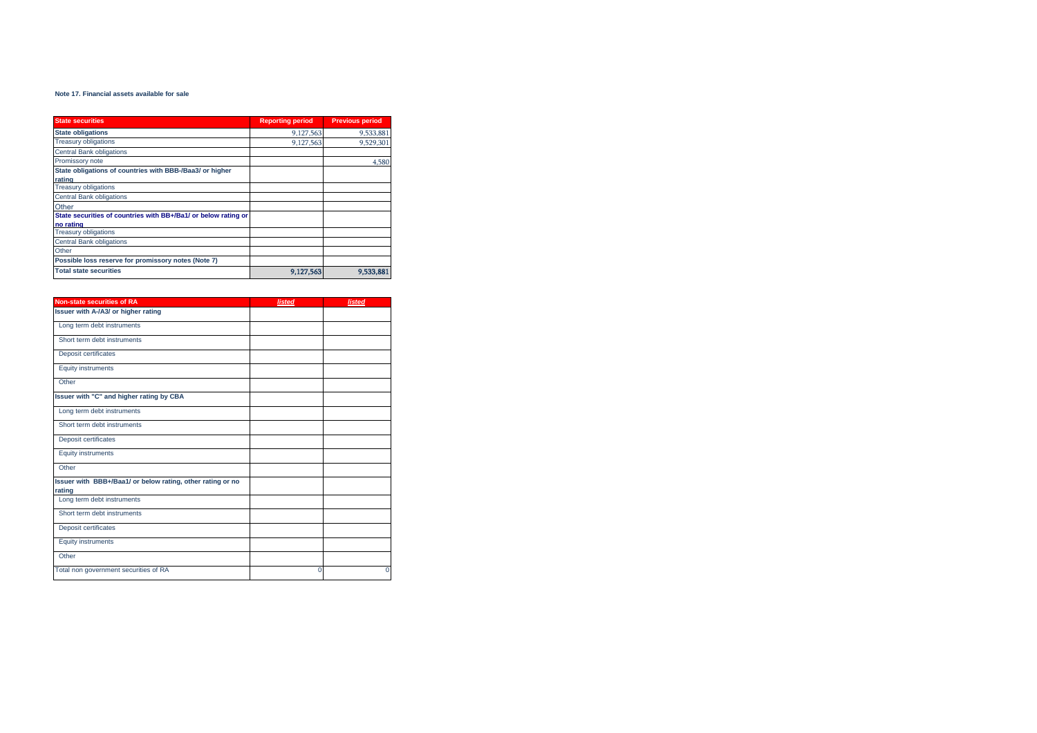**Note 17. Financial assets available for sale**

| State securities | Reporting period | Previous period |
|---|---|---|
| **State obligations** | 9,127,563 | 9,533,881 |
| Treasury obligations | 9,127,563 | 9,529,301 |
| Central Bank obligations | | |
| Promissory note | | 4,580 |
| **State obligations of countries with BBB-/Baa3/ or higher rating** | | |
| Treasury obligations | | |
| Central Bank obligations | | |
| Other | | |
| **State securities of countries with BB+/Ba1/ or below rating or no rating** | | |
| Treasury obligations | | |
| Central Bank obligations | | |
| Other | | |
| **Possible loss reserve for promissory notes (Note 7)** | | |
| **Total state securities** | 9,127,563 | 9,533,881 |

| Non-state securities of RA | *listed* | *listed* |
|---|---|---|
| **Issuer with A-/A3/ or higher rating** | | |
| Long term debt instruments | | |
| Short term debt instruments | | |
| Deposit certificates | | |
| Equity instruments | | |
| Other | | |
| **Issuer with "C" and higher rating by CBA** | | |
| Long term debt instruments | | |
| Short term debt instruments | | |
| Deposit certificates | | |
| Equity instruments | | |
| Other | | |
| **Issuer with BBB+/Baa1/ or below rating, other rating or no rating** | | |
| Long term debt instruments | | |
| Short term debt instruments | | |
| Deposit certificates | | |
| Equity instruments | | |
| Other | | |
| Total non government securities of RA | 0 | 0 |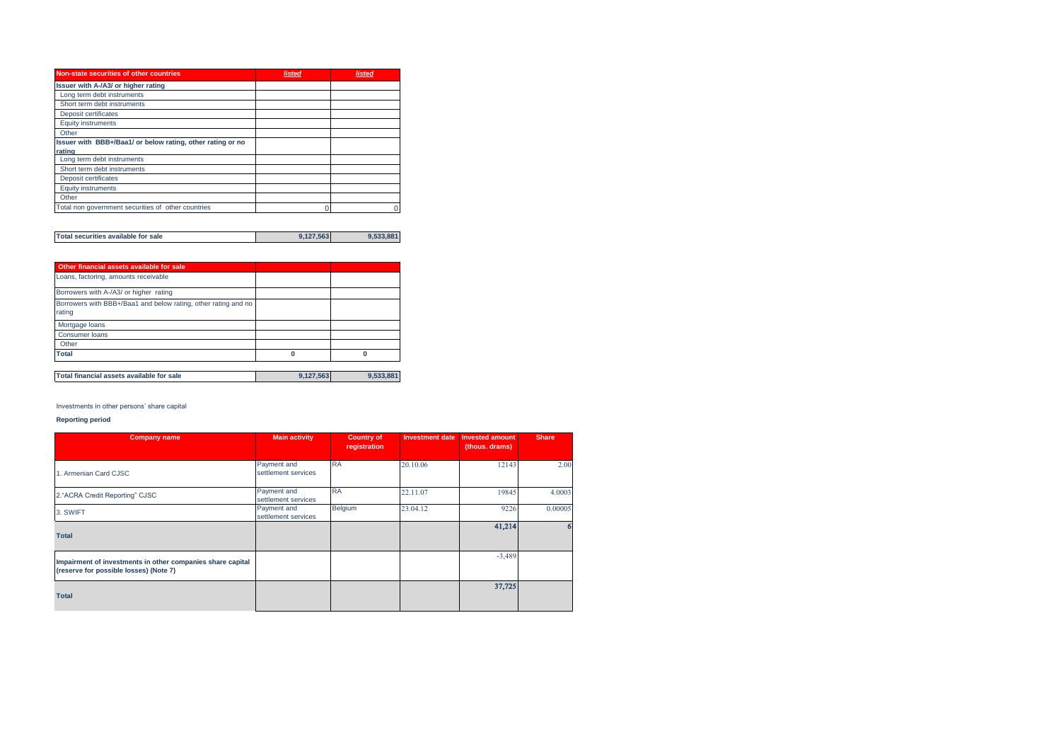| Non-state securities of other countries | *listed* | *listed* |
|---|---|---|
| **Issuer with A-/A3/ or higher rating** | | |
| Long term debt instruments | | |
| Short term debt instruments | | |
| Deposit certificates | | |
| Equity instruments | | |
| Other | | |
| **Issuer with BBB+/Baa1/ or below rating, other rating or no rating** | | |
| Long term debt instruments | | |
| Short term debt instruments | | |
| Deposit certificates | | |
| Equity instruments | | |
| Other | | |
| Total non government securities of other countries | 0 | 0 |

| **Total securities available for sale** | **9,127,563** | **9,533,881** |
|---|---|---|

| Other financial assets available for sale | | |
|---|---|---|
| Loans, factoring, amounts receivable | | |
| Borrowers with A-/A3/ or higher rating | | |
| Borrowers with BBB+/Baa1 and below rating, other rating and no rating | | |
| Mortgage loans | | |
| Consumer loans | | |
| Other | | |
| **Total** | **0** | **0** |

| **Total financial assets available for sale** | **9,127,563** | **9,533,881** |
|---|---|---|

Investments in other persons' share capital

**Reporting period**

| Company name | Main activity | Country of registration | Investment date | Invested amount (thous. drams) | Share |
|---|---|---|---|---|---|
| 1. Armenian Card CJSC | Payment and settlement services | RA | 20.10.06 | 12143 | 2.00 |
| 2."ACRA Credit Reporting" CJSC | Payment and settlement services | RA | 22.11.07 | 19845 | 4.0003 |
| 3. SWIFT | Payment and settlement services | Belgium | 23.04.12 | 9226 | 0.00005 |
| **Total** | | | | **41,214** | **6** |
| **Impairment of investments in other companies share capital (reserve for possible losses) (Note 7)** | | | | -3,489 | |
| **Total** | | | | **37,725** | |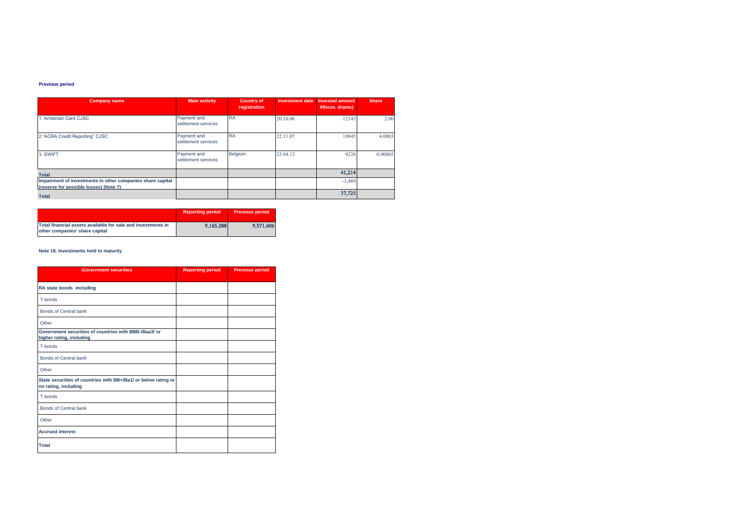**Previous period**

| Company name | Main activity | Country of registration | Investment date | Invested amount ¥thous. drams) | Share |
|---|---|---|---|---|---|
| 1. Armenian Card CJSC | Payment and settlement services | RA | 20.10.06 | 12143 | 2.00 |
| 2."ACRA Credit Reporting" CJSC | Payment and settlement services | RA | 22.11.07 | 19845 | 4.0003 |
| 3. SWIFT | Payment and settlement services | Belgium | 23.04.12 | 9226 | 0.00005 |
| **Total** | | | | 41,214 | |
| **Impairment of investments in other companies share capital (reserve for possible losses) (Note 7)** | | | | -3,489 | |
| **Total** | | | | 37,725 | |

| | Reporting period | Previous period |
|---|---|---|
| **Total financial assets available for sale and investments in other companies' share capital** | 9,165,288 | 9,571,606 |

**Note 18. Investments held to maturity**

| Government securities | Reporting period | Previous period |
|---|---|---|
| **RA state bonds including** | | |
| T-bonds | | |
| Bonds of Central bank | | |
| Other | | |
| **Government securities of countries with BBB-/Baa3/ or higher rating, including** | | |
| T-bonds | | |
| Bonds of Central bank | | |
| Other | | |
| **State securities of countries with BB+/Ba1/ or below rating or no rating, including** | | |
| T-bonds | | |
| Bonds of Central bank | | |
| Other | | |
| **Accrued interest** | | |
| **Total** | | |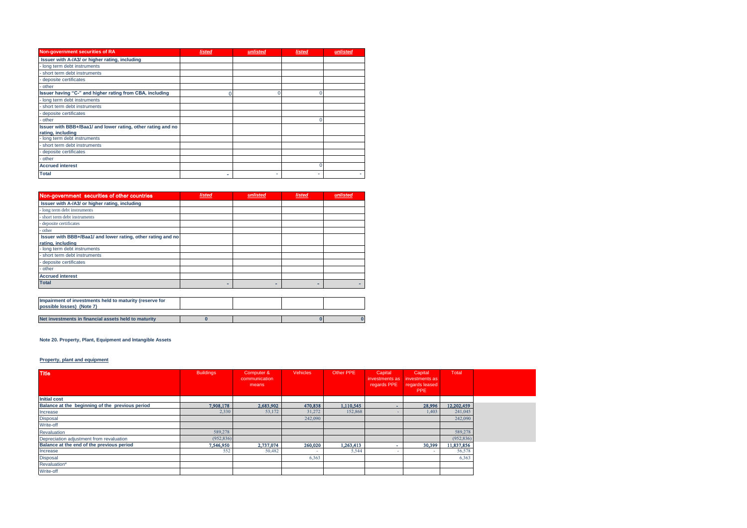| Non-government securities of RA | listed | unlisted | listed | unlisted |
|---|---|---|---|---|
| Issuer with A-/A3/ or higher rating, including | | | | |
| - long term debt instruments | | | | |
| - short term debt instruments | | | | |
| - deposite certificates | | | | |
| - other | | | | |
| Issuer having "C-" and higher rating from CBA, including | 0 | 0 | 0 | |
| - long term debt instruments | | | | |
| - short term debt instruments | | | | |
| - deposite certificates | | | | |
| - other | | | 0 | |
| Issuer with BBB+/Baa1/ and lower rating, other rating and no rating, including | | | | |
| - long term debt instruments | | | | |
| - short term debt instruments | | | | |
| - deposite certificates | | | | |
| - other | | | | |
| Accrued interest | | | 0 | |
| Total | - | - | - | - |

| Non-government securities of other countries | listed | unlisted | listed | unlisted |
|---|---|---|---|---|
| Issuer with A-/A3/ or higher rating, including | | | | |
| - long term debt instruments | | | | |
| - short term debt instruments | | | | |
| - deposite certificates | | | | |
| - other | | | | |
| Issuer with BBB+/Baa1/ and lower rating, other rating and no rating, including | | | | |
| - long term debt instruments | | | | |
| - short term debt instruments | | | | |
| - deposite certificates | | | | |
| - other | | | | |
| Accrued interest | | | | |
| Total | - | - | - | - |
| | | | | |
| Impairment of investments held to maturity (reserve for possible losses) (Note 7) | | | | |
| | | | | |
| Net investments in financial assets held to maturity | 0 | | 0 | 0 |

**Note 20. Property, Plant, Equipment and Intangible Assets**

**Property, plant and equipment**

| Title | Buildings | Computer & communication means | Vehicles | Other PPE | Capital investments as regards PPE | Capital investments as regards leased PPE | Total |
|---|---|---|---|---|---|---|---|
| **Initial cost** | | | | | | | |
| **Balance at the beginning of the previous period** | 7,908,178 | 2,683,902 | 470,838 | 1,110,545 | - | 28,996 | 12,202,459 |
| Increase | 2,330 | 53,172 | 31,272 | 152,868 | - | 1,403 | 241,045 |
| Disposal | | | 242,090 | | | | 242,090 |
| Write-off | | | | | | | |
| Revaluation | 589,278 | | | | | | 589,278 |
| Depreciation adjustment from revaluation | (952,836) | | | | | | (952,836) |
| **Balance at the end of the previous period** | 7,546,950 | 2,737,074 | 260,020 | 1,263,413 | - | 30,399 | 11,837,856 |
| Increase | 552 | 50,482 | - | 5,544 | - | - | 56,578 |
| Disposal | | | 6,363 | | | | 6,363 |
| Revaluation* | | | | | | | |
| Write-off | | | | | | | |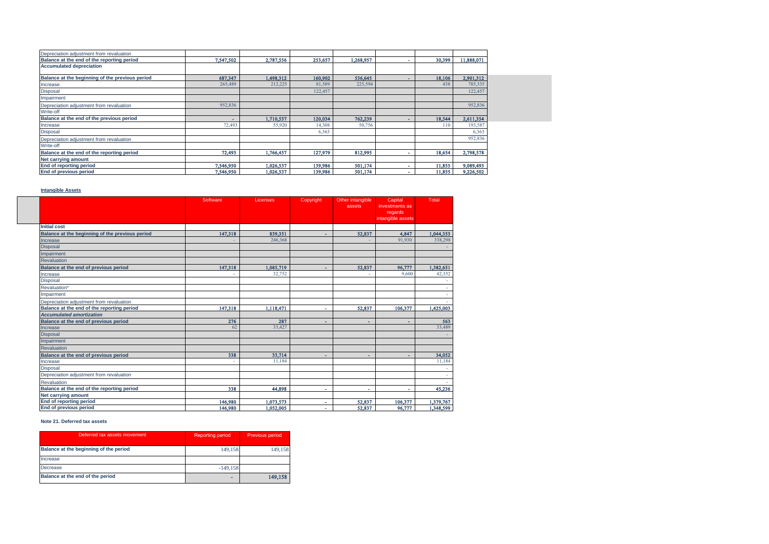| | | | | | | | |
|---|---|---|---|---|---|---|---|
| Depreciation adjustment from revaluation | | | | | | | |
| **Balance at the end of the reporting period** | 7,547,502 | 2,787,556 | 253,657 | 1,268,957 | - | 30,399 | 11,888,071 |
| **Accumulated depreciation** | | | | | | | |
| **Balance at the beginning of the previous period** | 687,347 | 1,498,312 | 160,902 | 536,645 | - | 18,106 | 2,901,312 |
| Increase | 265,489 | 212,225 | 81,589 | 225,594 | | 438 | 785,335 |
| Disposal | | | 122,457 | | | | 122,457 |
| Impairment | | | | | | | |
| Depreciation adjustment from revaluation | 952,836 | | | | | | 952,836 |
| Write-off | | | | | | | |
| **Balance at the end of the previous period** | - | 1,710,537 | 120,034 | 762,239 | - | 18,544 | 2,611,354 |
| Increase | 72,493 | 55,920 | 14,308 | 50,756 | | 110 | 193,587 |
| Disposal | | | 6,363 | | | | 6,363 |
| Depreciation adjustment from revaluation | | | | | | | 952,836 |
| Write-off | | | | | | | |
| **Balance at the end of the reporting period** | 72,493 | 1,766,457 | 127,979 | 812,995 | - | 18,654 | 2,798,578 |
| **Net carrying amount** | | | | | | | |
| **End of reporting period** | 7,546,950 | 1,026,537 | 139,986 | 501,174 | - | 11,855 | 9,089,493 |
| **End of previous period** | 7,546,950 | 1,026,537 | 139,986 | 501,174 | - | 11,855 | 9,226,502 |

**Intangible Assets**

| | Software | Licenses | Copyright | Other intangible assets | Capital investments as regards intangible assets | Total |
|---|---|---|---|---|---|---|
| **Initial cost** | | | | | | |
| **Balance at the beginning of the previous period** | 147,318 | 839,351 | - | 52,837 | 4,847 | 1,044,353 |
| Increase | - | 246,368 | | - | 91,930 | 338,298 |
| Disposal | | | | | | - |
| Impairment | | | | | | |
| Revaluation | | | | | | |
| **Balance at the end of previous period** | 147,318 | 1,085,719 | - | 52,837 | 96,777 | 1,382,651 |
| Increase | - | 32,752 | | - | 9,600 | 42,352 |
| Disposal | | | | | | - |
| Revaluation* | | | | | | - |
| Impairment | | | | | | - |
| Depreciation adjustment from revaluation | | | | | | - |
| **Balance at the end of the reporting period** | 147,318 | 1,118,471 | - | 52,837 | 106,377 | 1,425,003 |
| ***Accumulated amortization*** | | | | | | |
| **Balance at the end of previous period** | 276 | 287 | - | - | - | 563 |
| Increase | 62 | 33,427 | | | | 33,489 |
| Disposal | | | | | | - |
| Impairment | | | | | | |
| Revaluation | | | | | | |
| **Balance at the end of previous period** | 338 | 33,714 | - | - | - | 34,052 |
| Increase | - | 11,184 | | | | 11,184 |
| Disposal | | | | | | - |
| Depreciation adjustment from revaluation | | | | | | - |
| Revaluation | | | | | | - |
| **Balance at the end of the reporting period** | 338 | 44,898 | - | - | - | 45,236 |
| **Net carrying amount** | | | | | | |
| **End of reporting period** | 146,980 | 1,073,573 | - | 52,837 | 106,377 | 1,379,767 |
| **End of previous period** | 146,980 | 1,052,005 | - | 52,837 | 96,777 | 1,348,599 |

**Note 21. Deferred tax assets**

| Deferred tax assets movement | Reporting period | Previous period |
|---|---|---|
| **Balance at the beginning of the period** | 149,158 | 149,158 |
| Increase | | |
| Decrease | -149,158 | |
| **Balance at the end of the period** | - | 149,158 |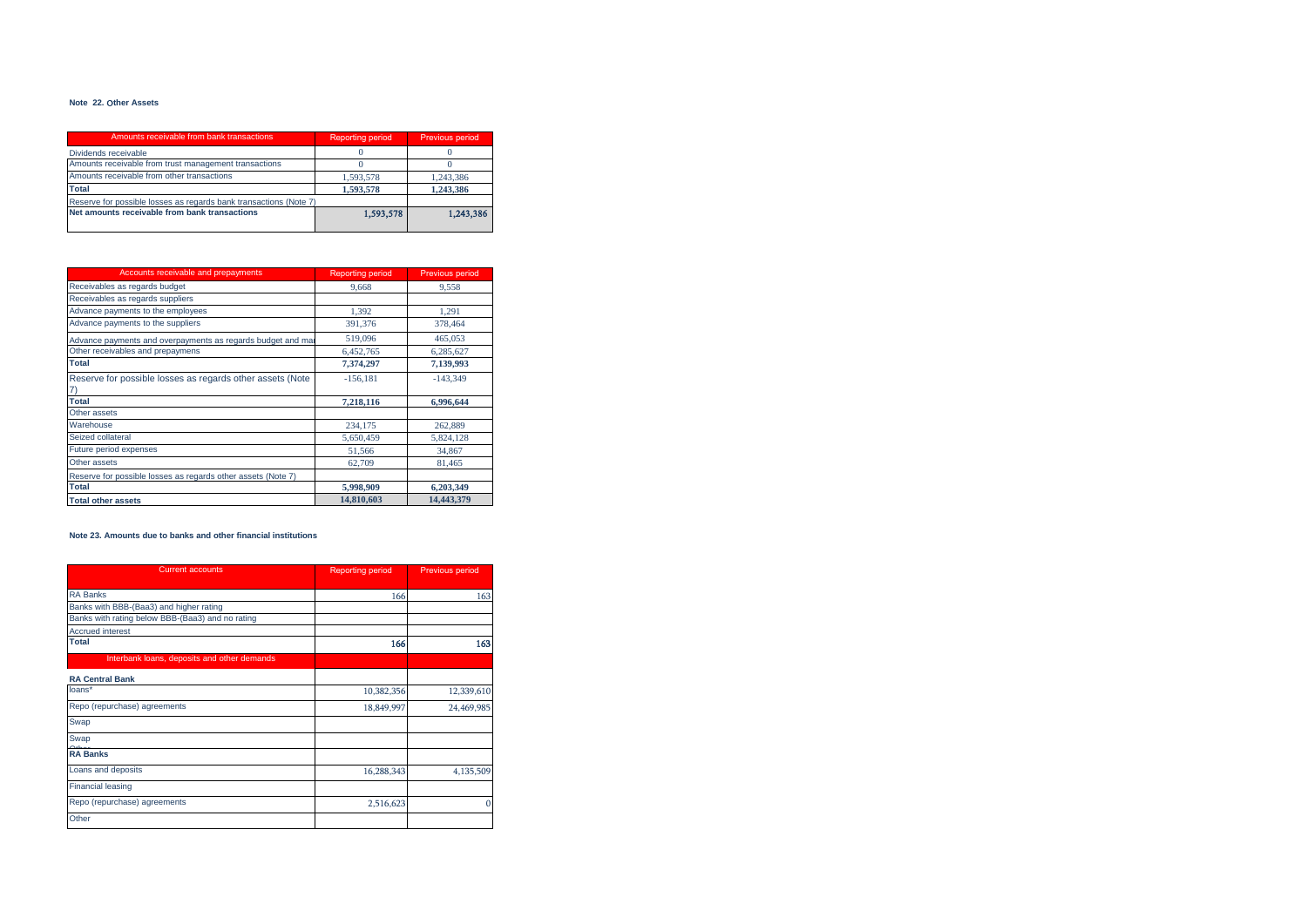### Note 22. Other Assets

| Amounts receivable from bank transactions | Reporting period | Previous period |
|---|---|---|
| Dividends receivable | 0 | 0 |
| Amounts receivable from trust management transactions | 0 | 0 |
| Amounts receivable from other transactions | 1,593,578 | 1,243,386 |
| **Total** | **1,593,578** | **1,243,386** |
| Reserve for possible losses as regards bank transactions (Note 7) | | |
| **Net amounts receivable from bank transactions** | **1,593,578** | **1,243,386** |

| Accounts receivable and prepayments | Reporting period | Previous period |
|---|---|---|
| Receivables as regards budget | 9,668 | 9,558 |
| Receivables as regards suppliers | | |
| Advance payments to the employees | 1,392 | 1,291 |
| Advance payments to the suppliers | 391,376 | 378,464 |
| Advance payments and overpayments as regards budget and mar | 519,096 | 465,053 |
| Other receivables and prepaymens | 6,452,765 | 6,285,627 |
| **Total** | **7,374,297** | **7,139,993** |
| Reserve for possible losses as regards other assets (Note 7) | -156,181 | -143,349 |
| **Total** | **7,218,116** | **6,996,644** |
| Other assets | | |
| Warehouse | 234,175 | 262,889 |
| Seized collateral | 5,650,459 | 5,824,128 |
| Future period expenses | 51,566 | 34,867 |
| Other assets | 62,709 | 81,465 |
| Reserve for possible losses as regards other assets (Note 7) | | |
| **Total** | **5,998,909** | **6,203,349** |
| **Total other assets** | **14,810,603** | **14,443,379** |

### Note 23. Amounts due to banks and other financial institutions

| Current accounts | Reporting period | Previous period |
|---|---|---|
| RA Banks | 166 | 163 |
| Banks with BBB-(Baa3) and higher rating | | |
| Banks with rating below BBB-(Baa3) and no rating | | |
| Accrued interest | | |
| **Total** | **166** | **163** |
| Interbank loans, deposits and other demands | | |
| **RA Central Bank** | | |
| loans* | 10,382,356 | 12,339,610 |
| Repo (repurchase) agreements | 18,849,997 | 24,469,985 |
| Swap | | |
| Swap | | |
| **RA Banks** | | |
| Loans and deposits | 16,288,343 | 4,135,509 |
| Financial leasing | | |
| Repo (repurchase) agreements | 2,516,623 | 0 |
| Other | | |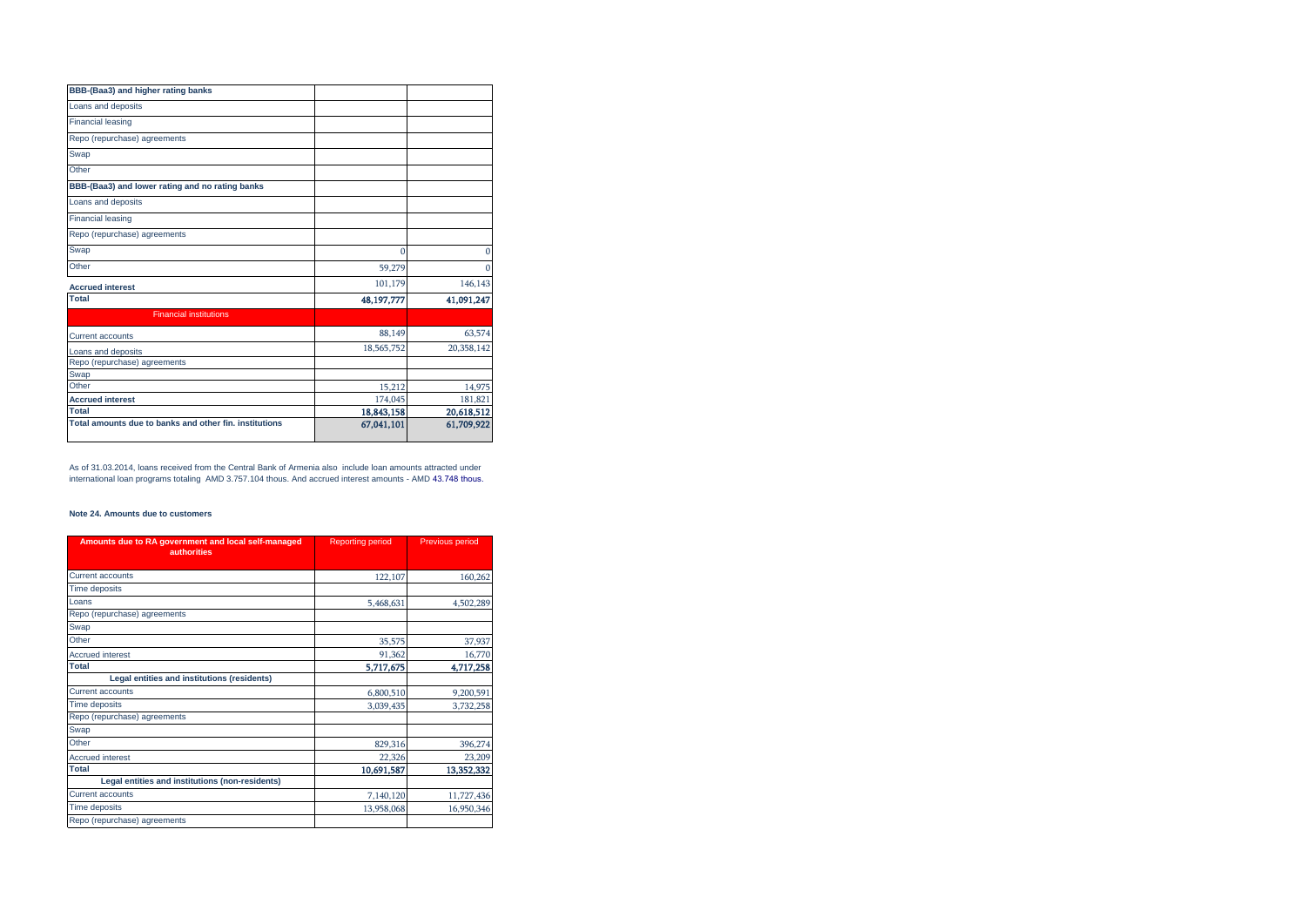| | | |
|---|---|---|
| **BBB-(Baa3) and higher rating banks** | | |
| Loans and deposits | | |
| Financial leasing | | |
| Repo (repurchase) agreements | | |
| Swap | | |
| Other | | |
| **BBB-(Baa3) and lower rating and no rating banks** | | |
| Loans and deposits | | |
| Financial leasing | | |
| Repo (repurchase) agreements | | |
| Swap | 0 | 0 |
| Other | 59,279 | 0 |
| **Accrued interest** | 101,179 | 146,143 |
| **Total** | **48,197,777** | **41,091,247** |
| Financial institutions | | |
| Current accounts | 88,149 | 63,574 |
| Loans and deposits | 18,565,752 | 20,358,142 |
| Repo (repurchase) agreements | | |
| Swap | | |
| Other | 15,212 | 14,975 |
| **Accrued interest** | 174,045 | 181,821 |
| **Total** | **18,843,158** | **20,618,512** |
| **Total amounts due to banks and other fin. institutions** | **67,041,101** | **61,709,922** |

As of 31.03.2014, loans received from the Central Bank of Armenia also include loan amounts attracted under international loan programs totaling AMD 3.757.104 thous. And accrued interest amounts - AMD 43.748 thous.

**Note 24. Amounts due to customers**

| Amounts due to RA government and local self-managed authorities | Reporting period | Previous period |
|---|---|---|
| Current accounts | 122,107 | 160,262 |
| Time deposits | | |
| Loans | 5,468,631 | 4,502,289 |
| Repo (repurchase) agreements | | |
| Swap | | |
| Other | 35,575 | 37,937 |
| Accrued interest | 91,362 | 16,770 |
| **Total** | **5,717,675** | **4,717,258** |
| **Legal entities and institutions (residents)** | | |
| Current accounts | 6,800,510 | 9,200,591 |
| Time deposits | 3,039,435 | 3,732,258 |
| Repo (repurchase) agreements | | |
| Swap | | |
| Other | 829,316 | 396,274 |
| Accrued interest | 22,326 | 23,209 |
| **Total** | **10,691,587** | **13,352,332** |
| **Legal entities and institutions (non-residents)** | | |
| Current accounts | 7,140,120 | 11,727,436 |
| Time deposits | 13,958,068 | 16,950,346 |
| Repo (repurchase) agreements | | |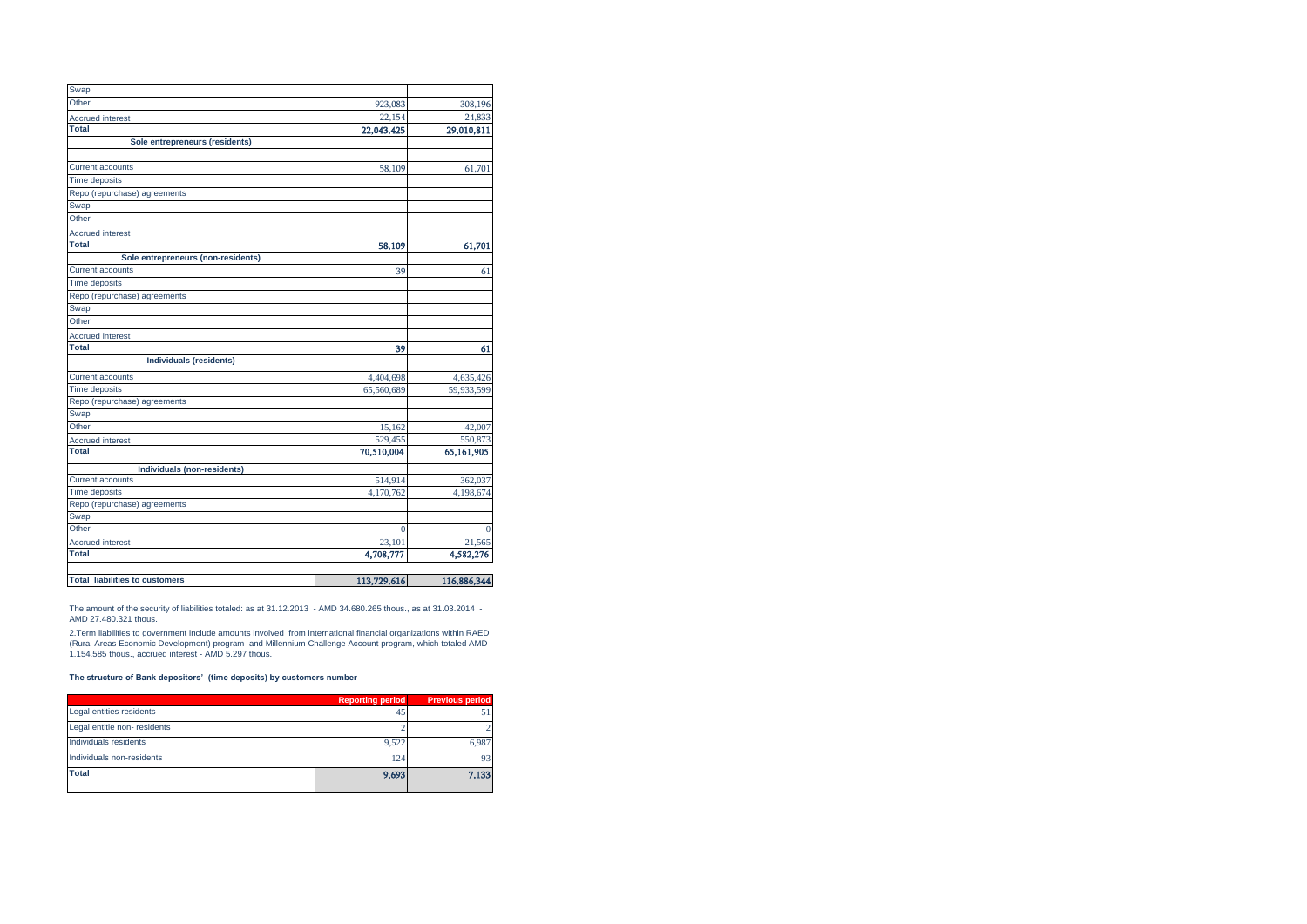| | | |
|---|---|---|
| Swap | | |
| Other | 923,083 | 308,196 |
| Accrued interest | 22,154 | 24,833 |
| **Total** | **22,043,425** | **29,010,811** |
| **Sole entrepreneurs (residents)** | | |
| | | |
| Current accounts | 58,109 | 61,701 |
| Time deposits | | |
| Repo (repurchase) agreements | | |
| Swap | | |
| Other | | |
| Accrued interest | | |
| **Total** | **58,109** | **61,701** |
| **Sole entrepreneurs (non-residents)** | | |
| Current accounts | 39 | 61 |
| Time deposits | | |
| Repo (repurchase) agreements | | |
| Swap | | |
| Other | | |
| Accrued interest | | |
| **Total** | **39** | **61** |
| **Individuals (residents)** | | |
| Current accounts | 4,404,698 | 4,635,426 |
| Time deposits | 65,560,689 | 59,933,599 |
| Repo (repurchase) agreements | | |
| Swap | | |
| Other | 15,162 | 42,007 |
| Accrued interest | 529,455 | 550,873 |
| **Total** | **70,510,004** | **65,161,905** |
| **Individuals (non-residents)** | | |
| Current accounts | 514,914 | 362,037 |
| Time deposits | 4,170,762 | 4,198,674 |
| Repo (repurchase) agreements | | |
| Swap | | |
| Other | 0 | 0 |
| Accrued interest | 23,101 | 21,565 |
| **Total** | **4,708,777** | **4,582,276** |
| | | |
| **Total liabilities to customers** | **113,729,616** | **116,886,344** |

The amount of the security of liabilities totaled: as at 31.12.2013 - AMD 34.680.265 thous., as at 31.03.2014 - AMD 27.480.321 thous.

2.Term liabilities to government include amounts involved from international financial organizations within RAED (Rural Areas Economic Development) program and Millennium Challenge Account program, which totaled AMD 1.154.585 thous., accrued interest - AMD 5.297 thous.

**The structure of Bank depositors' (time deposits) by customers number**

| | Reporting period | Previous period |
|---|---|---|
| Legal entities residents | 45 | 51 |
| Legal entitie non- residents | 2 | 2 |
| Individuals residents | 9,522 | 6,987 |
| Individuals non-residents | 124 | 93 |
| **Total** | **9,693** | **7,133** |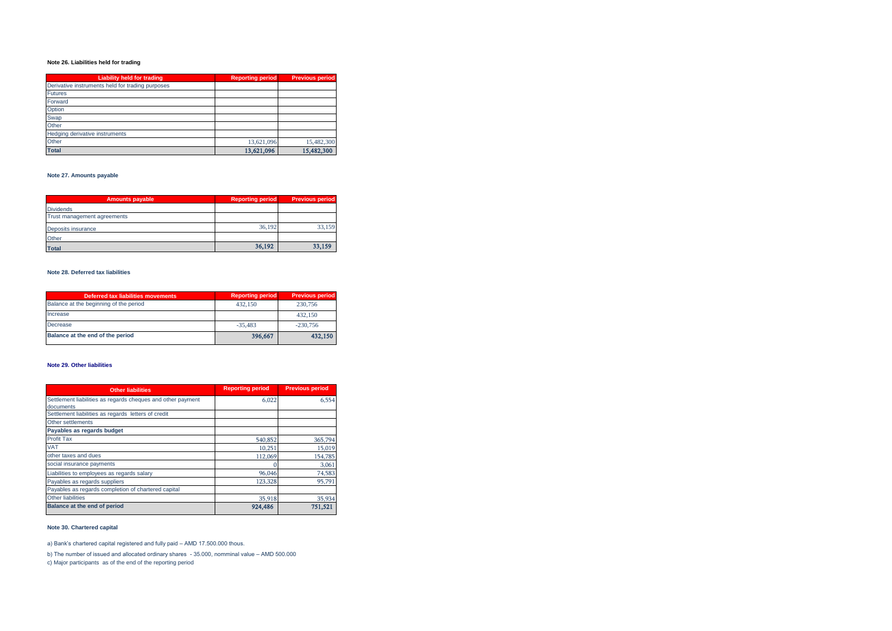**Note 26. Liabilities held for trading**

| Liability held for trading | Reporting period | Previous period |
|---|---|---|
| Derivative instruments held for trading purposes | | |
| Futures | | |
| Forward | | |
| Option | | |
| Swap | | |
| Other | | |
| Hedging derivative instruments | | |
| Other | 13,621,096 | 15,482,300 |
| **Total** | **13,621,096** | **15,482,300** |

**Note 27. Amounts payable**

| Amounts payable | Reporting period | Previous period |
|---|---|---|
| Dividends | | |
| Trust management agreements | | |
| Deposits insurance | 36,192 | 33,159 |
| Other | | |
| **Total** | **36,192** | **33,159** |

**Note 28. Deferred tax liabilities**

| Deferred tax liabilities movements | Reporting period | Previous period |
|---|---|---|
| Balance at the beginning of the period | 432,150 | 230,756 |
| Increase | | 432,150 |
| Decrease | -35,483 | -230,756 |
| **Balance at the end of the period** | **396,667** | **432,150** |

**Note 29. Other liabilities**

| Other liabilities | Reporting period | Previous period |
|---|---|---|
| Settlement liabilities as regards cheques and other payment documents | 6,022 | 6,554 |
| Settlement liabilities as regards letters of credit | | |
| Other settlements | | |
| **Payables as regards budget** | | |
| Profit Tax | 540,852 | 365,794 |
| VAT | 10,251 | 15,019 |
| other taxes and dues | 112,069 | 154,785 |
| social insurance payments | 0 | 3,061 |
| Liabilities to employees as regards salary | 96,046 | 74,583 |
| Payables as regards suppliers | 123,328 | 95,791 |
| Payables as regards completion of chartered capital | | |
| Other liabilities | 35,918 | 35,934 |
| **Balance at the end of period** | **924,486** | **751,521** |

**Note 30. Chartered capital**

a) Bank's chartered capital registered and fully paid – AMD 17.500.000 thous.

b) The number of issued and allocated ordinary shares - 35.000, nomminal value – AMD 500.000

c) Major participants as of the end of the reporting period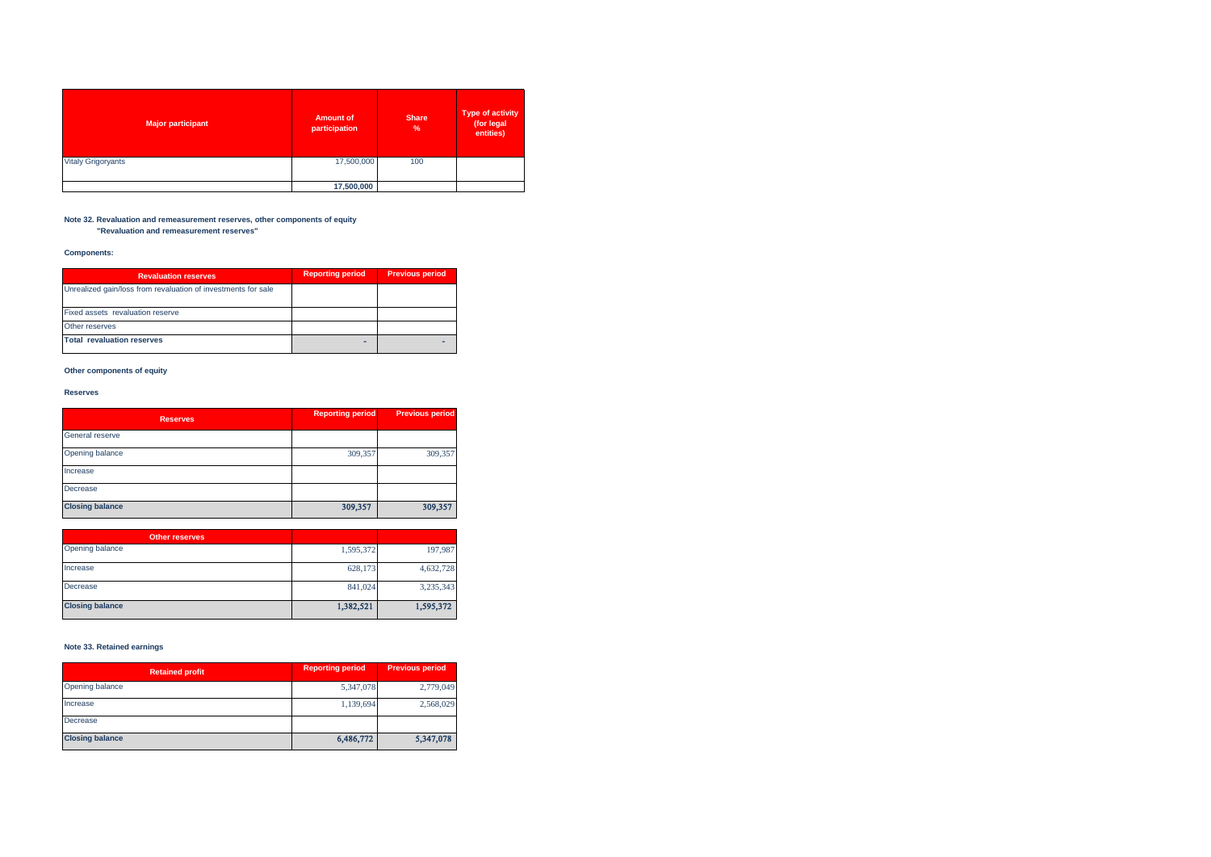| Major participant | Amount of participation | Share % | Type of activity (for legal entities) |
|---|---|---|---|
| Vitaly Grigoryants | 17,500,000 | 100 | |
| | **17,500,000** | | |

**Note 32. Revaluation and remeasurement reserves, other components of equity**
**"Revaluation and remeasurement reserves"**

**Components:**

| Revaluation reserves | Reporting period | Previous period |
|---|---|---|
| Unrealized gain/loss from revaluation of investments for sale | | |
| Fixed assets revaluation reserve | | |
| Other reserves | | |
| **Total revaluation reserves** | - | - |

**Other components of equity**

**Reserves**

| Reserves | Reporting period | Previous period |
|---|---|---|
| General reserve | | |
| Opening balance | 309,357 | 309,357 |
| Increase | | |
| Decrease | | |
| **Closing balance** | **309,357** | **309,357** |

| Other reserves | | |
|---|---|---|
| Opening balance | 1,595,372 | 197,987 |
| Increase | 628,173 | 4,632,728 |
| Decrease | 841,024 | 3,235,343 |
| **Closing balance** | **1,382,521** | **1,595,372** |

**Note 33. Retained earnings**

| Retained profit | Reporting period | Previous period |
|---|---|---|
| Opening balance | 5,347,078 | 2,779,049 |
| Increase | 1,139,694 | 2,568,029 |
| Decrease | | |
| **Closing balance** | **6,486,772** | **5,347,078** |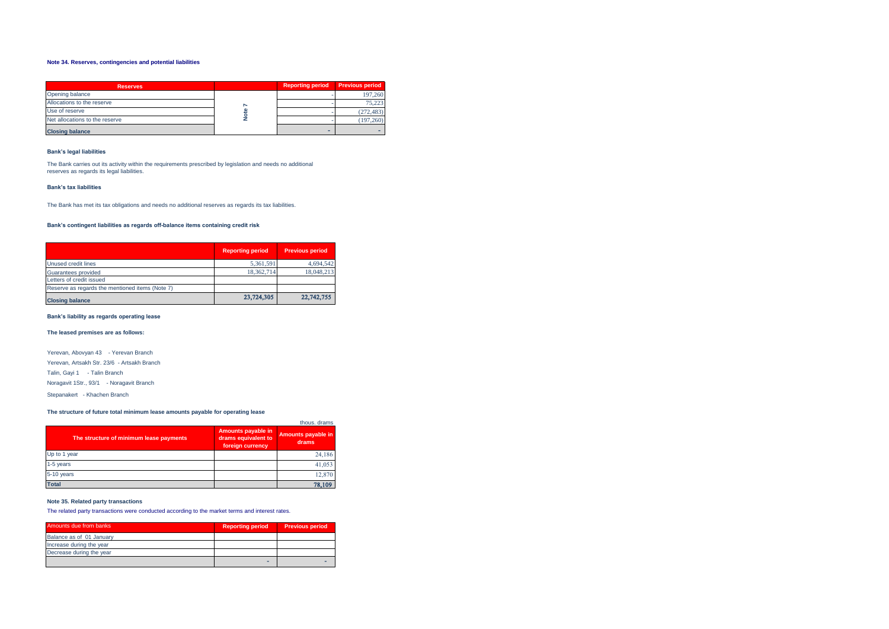### Note 34. Reserves, contingencies and potential liabilities

| Reserves | | Reporting period | Previous period |
|---|---|---|---|
| Opening balance | Note 7 | - | 197,260 |
| Allocations to the reserve | | - | 75,223 |
| Use of reserve | | - | (272,483) |
| Net allocations to the reserve | | - | (197,260) |
| **Closing balance** | | **-** | **-** |

**Bank's legal liabilities**

The Bank carries out its activity within the requirements prescribed by legislation and needs no additional reserves as regards its legal liabilities.

**Bank's tax liabilities**

The Bank has met its tax obligations and needs no additional reserves as regards its tax liabilities.

**Bank's contingent liabilities as regards off-balance items containing credit risk**

| | Reporting period | Previous period |
|---|---|---|
| Unused credit lines | 5,361,591 | 4,694,542 |
| Guarantees provided | 18,362,714 | 18,048,213 |
| Letters of credit issued | | |
| Reserve as regards the mentioned items (Note 7) | | |
| **Closing balance** | **23,724,305** | **22,742,755** |

**Bank's liability as regards operating lease**

**The leased premises are as follows:**

Yerevan, Abovyan 43 - Yerevan Branch

Yerevan, Artsakh Str. 23/6 - Artsakh Branch

Talin, Gayi 1 - Talin Branch

Noragavit 1Str., 93/1 - Noragavit Branch

Stepanakert - Khachen Branch

**The structure of future total minimum lease amounts payable for operating lease**

thous. drams

| The structure of minimum lease payments | Amounts payable in drams equivalent to foreign currency | Amounts payable in drams |
|---|---|---|
| Up to 1 year | | 24,186 |
| 1-5 years | | 41,053 |
| 5-10 years | | 12,870 |
| **Total** | | **78,109** |

### Note 35. Related party transactions

The related party transactions were conducted according to the market terms and interest rates.

| Amounts due from banks | Reporting period | Previous period |
|---|---|---|
| Balance as of 01 January | | |
| Increase during the year | | |
| Decrease during the year | | |
| | - | - |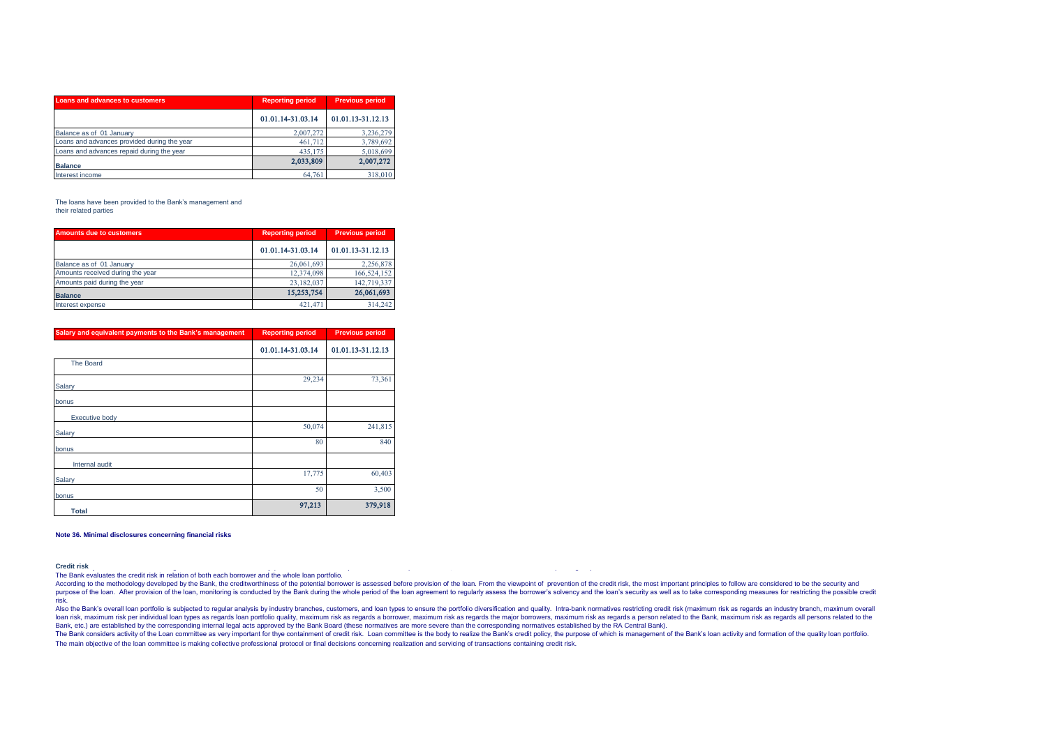| Loans and advances to customers | Reporting period | Previous period |
|---|---|---|
| | 01.01.14-31.03.14 | 01.01.13-31.12.13 |
| Balance as of 01 January | 2,007,272 | 3,236,279 |
| Loans and advances provided during the year | 461,712 | 3,789,692 |
| Loans and advances repaid during the year | 435,175 | 5,018,699 |
| **Balance** | **2,033,809** | **2,007,272** |
| Interest income | 64,761 | 318,010 |

The loans have been provided to the Bank's management and their related parties

| Amounts due to customers | Reporting period | Previous period |
|---|---|---|
| | 01.01.14-31.03.14 | 01.01.13-31.12.13 |
| Balance as of 01 January | 26,061,693 | 2,256,878 |
| Amounts received during the year | 12,374,098 | 166,524,152 |
| Amounts paid during the year | 23,182,037 | 142,719,337 |
| **Balance** | **15,253,754** | **26,061,693** |
| Interest expense | 421,471 | 314,242 |

| Salary and equivalent payments to the Bank's management | Reporting period | Previous period |
|---|---|---|
| | 01.01.14-31.03.14 | 01.01.13-31.12.13 |
| The Board | | |
| Salary | 29,234 | 73,361 |
| bonus | | |
| Executive body | | |
| Salary | 50,074 | 241,815 |
| bonus | 80 | 840 |
| Internal audit | | |
| Salary | 17,775 | 60,403 |
| bonus | 50 | 3,500 |
| **Total** | **97,213** | **379,918** |

**Note 36. Minimal disclosures concerning financial risks**

**Credit risk**

The Bank evaluates the credit risk in relation of both each borrower and the whole loan portfolio.

According to the methodology developed by the Bank, the creditworthiness of the potential borrower is assessed before provision of the loan. From the viewpoint of prevention of the credit risk, the most important principles to follow are considered to be the security and purpose of the loan. After provision of the loan, monitoring is conducted by the Bank during the whole period of the loan agreement to regularly assess the borrower's solvency and the loan's security as well as to take corresponding measures for restricting the possible credit risk.

Also the Bank's overall loan portfolio is subjected to regular analysis by industry branches, customers, and loan types to ensure the portfolio diversification and quality. Intra-bank normatives restricting credit risk (maximum risk as regards an industry branch, maximum overall loan risk, maximum risk per individual loan types as regards loan portfolio quality, maximum risk as regards a borrower, maximum risk as regards the major borrowers, maximum risk as regards a person related to the Bank, maximum risk as regards all persons related to the Bank, etc.) are established by the corresponding internal legal acts approved by the Bank Board (these normatives are more severe than the corresponding normatives established by the RA Central Bank).

The Bank considers activity of the Loan committee as very important for thye containment of credit risk. Loan committee is the body to realize the Bank's credit policy, the purpose of which is management of the Bank's loan activity and formation of the quality loan portfolio.

The main objective of the loan committee is making collective professional protocol or final decisions concerning realization and servicing of transactions containing credit risk.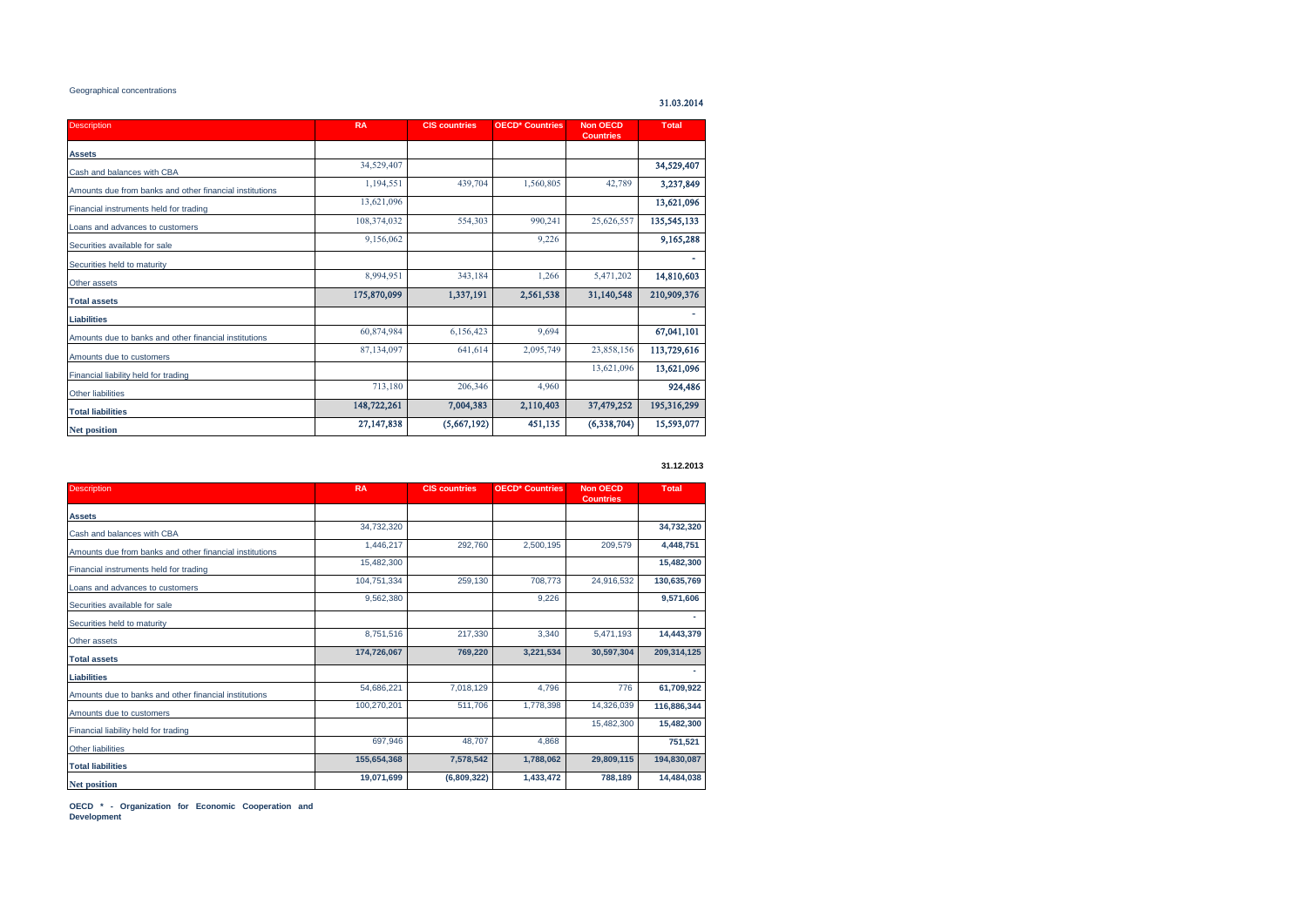Geographical concentrations

31.03.2014

| Description | RA | CIS countries | OECD* Countries | Non OECD Countries | Total |
|---|---|---|---|---|---|
| **Assets** | | | | | |
| Cash and balances with CBA | 34,529,407 | | | | 34,529,407 |
| Amounts due from banks and other financial institutions | 1,194,551 | 439,704 | 1,560,805 | 42,789 | 3,237,849 |
| Financial instruments held for trading | 13,621,096 | | | | 13,621,096 |
| Loans and advances to customers | 108,374,032 | 554,303 | 990,241 | 25,626,557 | 135,545,133 |
| Securities available for sale | 9,156,062 | | 9,226 | | 9,165,288 |
| Securities held to maturity | | | | | - |
| Other assets | 8,994,951 | 343,184 | 1,266 | 5,471,202 | 14,810,603 |
| **Total assets** | 175,870,099 | 1,337,191 | 2,561,538 | 31,140,548 | 210,909,376 |
| **Liabilities** | | | | | - |
| Amounts due to banks and other financial institutions | 60,874,984 | 6,156,423 | 9,694 | | 67,041,101 |
| Amounts due to customers | 87,134,097 | 641,614 | 2,095,749 | 23,858,156 | 113,729,616 |
| Financial liability held for trading | | | | 13,621,096 | 13,621,096 |
| Other liabilities | 713,180 | 206,346 | 4,960 | | 924,486 |
| **Total liabilities** | 148,722,261 | 7,004,383 | 2,110,403 | 37,479,252 | 195,316,299 |
| **Net position** | 27,147,838 | (5,667,192) | 451,135 | (6,338,704) | 15,593,077 |

**31.12.2013**

| Description | RA | CIS countries | OECD* Countries | Non OECD Countries | Total |
|---|---|---|---|---|---|
| **Assets** | | | | | |
| Cash and balances with CBA | 34,732,320 | | | | 34,732,320 |
| Amounts due from banks and other financial institutions | 1,446,217 | 292,760 | 2,500,195 | 209,579 | 4,448,751 |
| Financial instruments held for trading | 15,482,300 | | | | 15,482,300 |
| Loans and advances to customers | 104,751,334 | 259,130 | 708,773 | 24,916,532 | 130,635,769 |
| Securities available for sale | 9,562,380 | | 9,226 | | 9,571,606 |
| Securities held to maturity | | | | | - |
| Other assets | 8,751,516 | 217,330 | 3,340 | 5,471,193 | 14,443,379 |
| **Total assets** | 174,726,067 | 769,220 | 3,221,534 | 30,597,304 | 209,314,125 |
| **Liabilities** | | | | | - |
| Amounts due to banks and other financial institutions | 54,686,221 | 7,018,129 | 4,796 | 776 | 61,709,922 |
| Amounts due to customers | 100,270,201 | 511,706 | 1,778,398 | 14,326,039 | 116,886,344 |
| Financial liability held for trading | | | | 15,482,300 | 15,482,300 |
| Other liabilities | 697,946 | 48,707 | 4,868 | | 751,521 |
| **Total liabilities** | 155,654,368 | 7,578,542 | 1,788,062 | 29,809,115 | 194,830,087 |
| **Net position** | 19,071,699 | (6,809,322) | 1,433,472 | 788,189 | 14,484,038 |

**OECD * - Organization for Economic Cooperation and Development**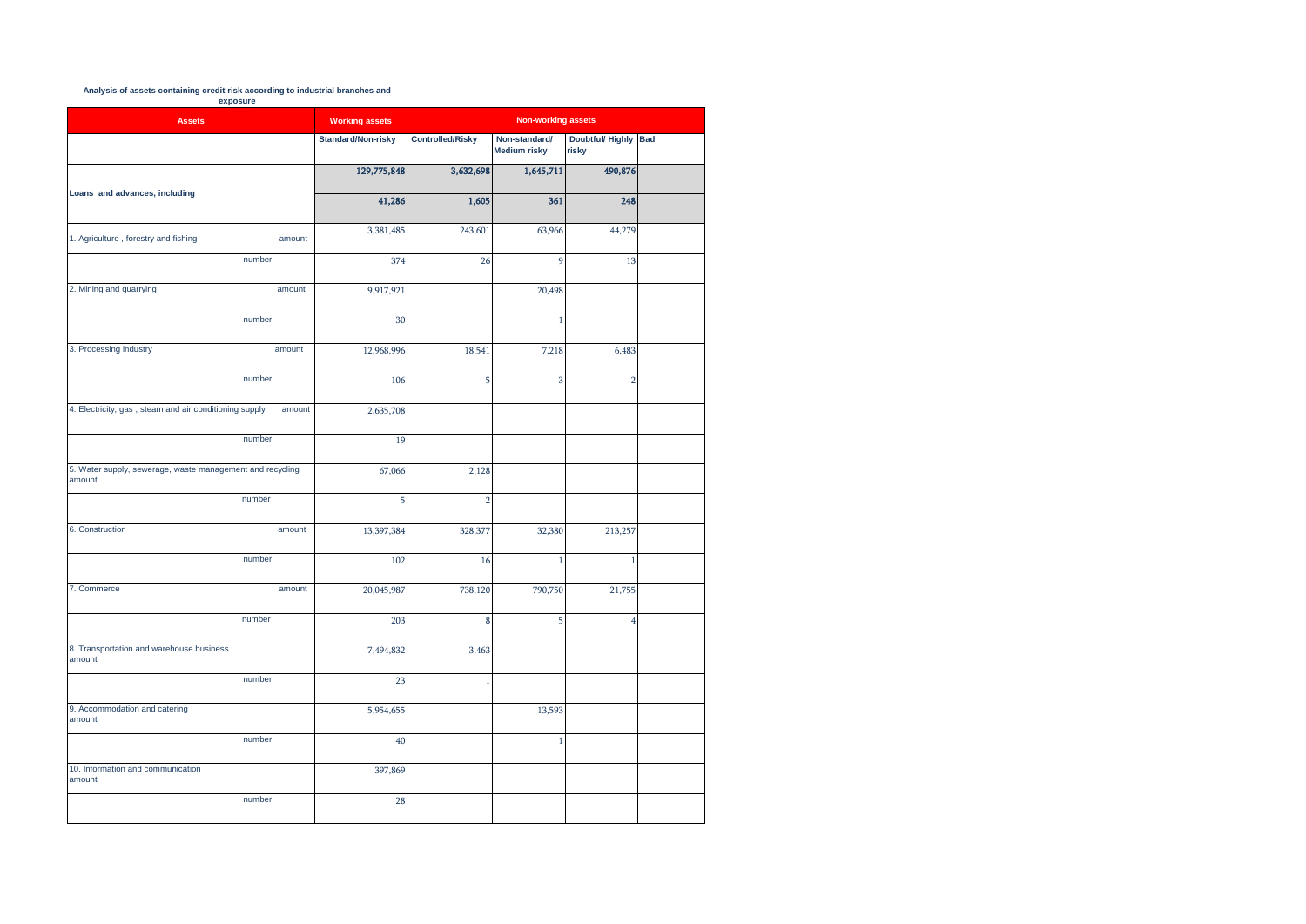**Analysis of assets containing credit risk according to industrial branches and exposure**

| Assets | Working assets | Non-working assets | | | |
|---|---|---|---|---|---|
| | Standard/Non-risky | Controlled/Risky | Non-standard/ Medium risky | Doubtful/ Highly risky | Bad |
| Loans and advances, including | 129,775,848 | 3,632,698 | 1,645,711 | 490,876 | |
| | 41,286 | 1,605 | 361 | 248 | |
| 1. Agriculture , forestry and fishing amount | 3,381,485 | 243,601 | 63,966 | 44,279 | |
| number | 374 | 26 | 9 | 13 | |
| 2. Mining and quarrying amount | 9,917,921 | | 20,498 | | |
| number | 30 | | 1 | | |
| 3. Processing industry amount | 12,968,996 | 18,541 | 7,218 | 6,483 | |
| number | 106 | 5 | 3 | 2 | |
| 4. Electricity, gas , steam and air conditioning supply amount | 2,635,708 | | | | |
| number | 19 | | | | |
| 5. Water supply, sewerage, waste management and recycling amount | 67,066 | 2,128 | | | |
| number | 5 | 2 | | | |
| 6. Construction amount | 13,397,384 | 328,377 | 32,380 | 213,257 | |
| number | 102 | 16 | 1 | 1 | |
| 7. Commerce amount | 20,045,987 | 738,120 | 790,750 | 21,755 | |
| number | 203 | 8 | 5 | 4 | |
| 8. Transportation and warehouse business amount | 7,494,832 | 3,463 | | | |
| number | 23 | 1 | | | |
| 9. Accommodation and catering amount | 5,954,655 | | 13,593 | | |
| number | 40 | | 1 | | |
| 10. Information and communication amount | 397,869 | | | | |
| number | 28 | | | | |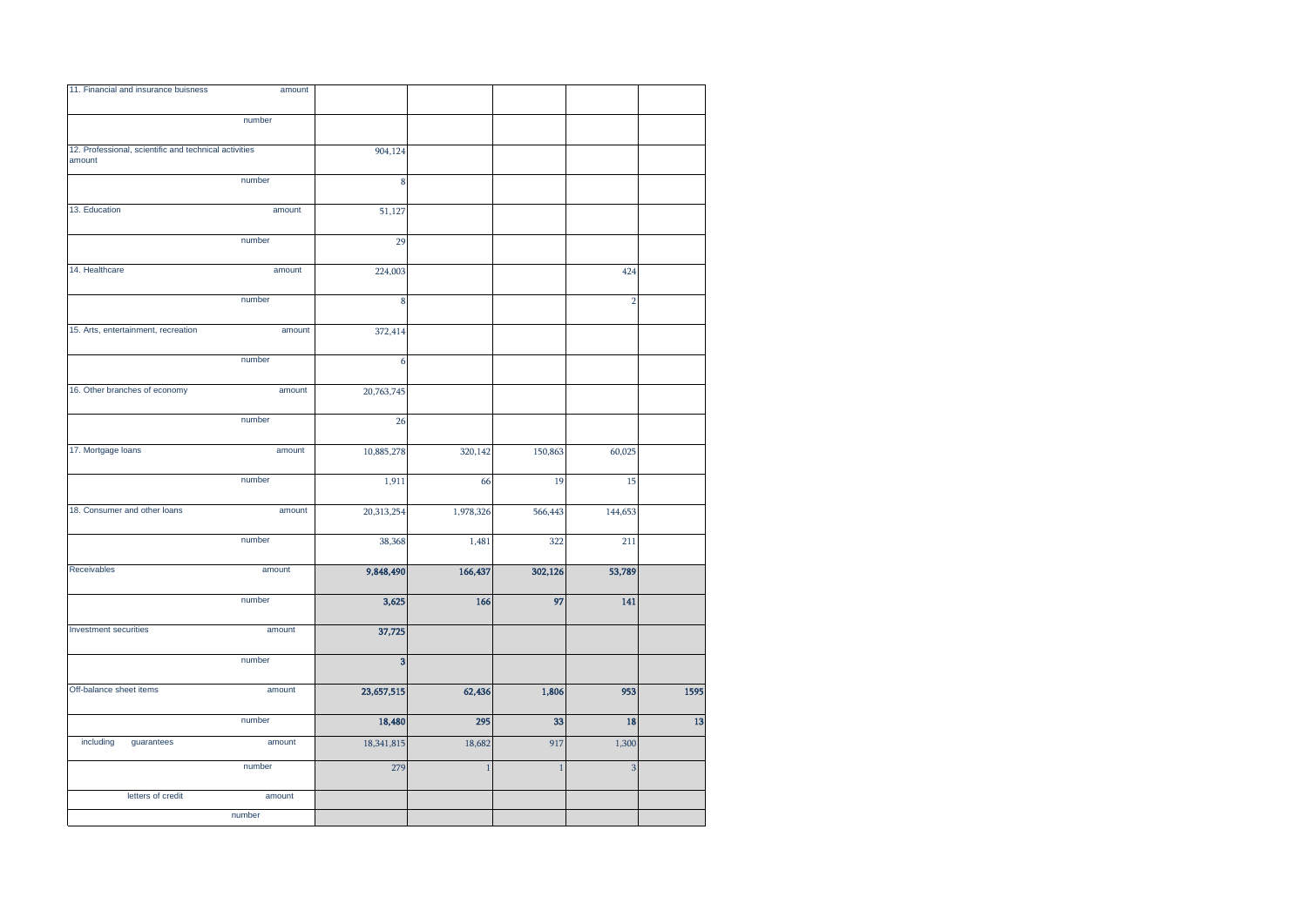| | | | | | | |
|---|---|---|---|---|---|---|
| 11. Financial and insurance buisness | amount | | | | | |
| | number | | | | | |
| 12. Professional, scientific and technical activities amount | | 904,124 | | | | |
| | number | 8 | | | | |
| 13. Education | amount | 51,127 | | | | |
| | number | 29 | | | | |
| 14. Healthcare | amount | 224,003 | | | 424 | |
| | number | 8 | | | 2 | |
| 15. Arts, entertainment, recreation | amount | 372,414 | | | | |
| | number | 6 | | | | |
| 16. Other branches of economy | amount | 20,763,745 | | | | |
| | number | 26 | | | | |
| 17. Mortgage loans | amount | 10,885,278 | 320,142 | 150,863 | 60,025 | |
| | number | 1,911 | 66 | 19 | 15 | |
| 18. Consumer and other loans | amount | 20,313,254 | 1,978,326 | 566,443 | 144,653 | |
| | number | 38,368 | 1,481 | 322 | 211 | |
| Receivables | amount | **9,848,490** | **166,437** | **302,126** | **53,789** | |
| | number | **3,625** | **166** | **97** | **141** | |
| Investment securities | amount | **37,725** | | | | |
| | number | **3** | | | | |
| Off-balance sheet items | amount | **23,657,515** | **62,436** | **1,806** | **953** | **1595** |
| | number | **18,480** | **295** | **33** | **18** | **13** |
| including guarantees | amount | 18,341,815 | 18,682 | 917 | 1,300 | |
| | number | 279 | 1 | 1 | 3 | |
| letters of credit | amount | | | | | |
| | number | | | | | |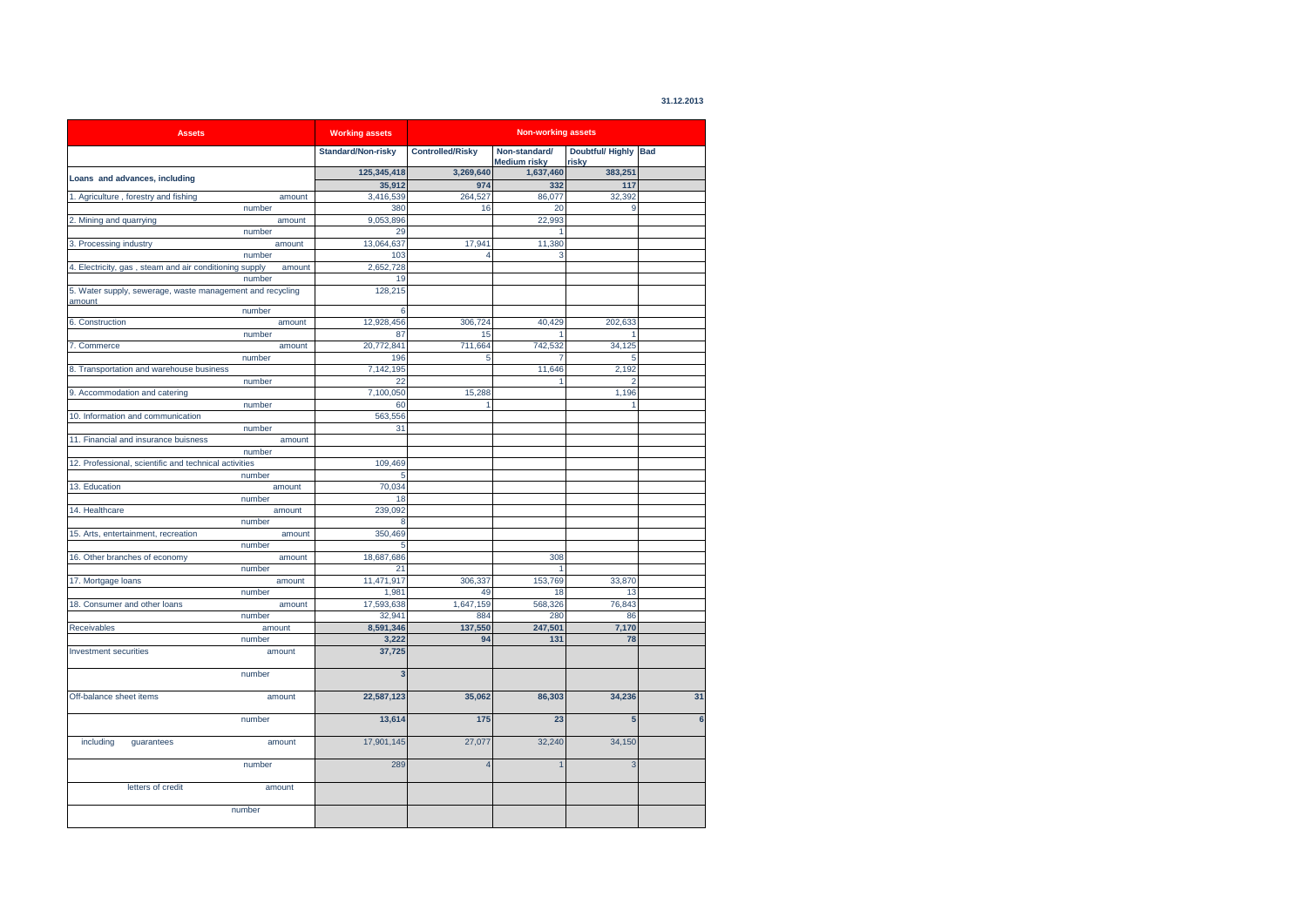**31.12.2013**

| Assets | | Working assets | Non-working assets | | | |
|---|---|---|---|---|---|---|
| | | Standard/Non-risky | Controlled/Risky | Non-standard/ Medium risky | Doubtful/ Highly risky | Bad |
| **Loans and advances, including** | | **125,345,418** | **3,269,640** | **1,637,460** | **383,251** | |
| | | **35,912** | **974** | **332** | **117** | |
| 1. Agriculture , forestry and fishing | amount | 3,416,539 | 264,527 | 86,077 | 32,392 | |
| | number | 380 | 16 | 20 | 9 | |
| 2. Mining and quarrying | amount | 9,053,896 | | 22,993 | | |
| | number | 29 | | 1 | | |
| 3. Processing industry | amount | 13,064,637 | 17,941 | 11,380 | | |
| | number | 103 | 4 | 3 | | |
| 4. Electricity, gas , steam and air conditioning supply | amount | 2,652,728 | | | | |
| | number | 19 | | | | |
| 5. Water supply, sewerage, waste management and recycling amount | | 128,215 | | | | |
| | number | 6 | | | | |
| 6. Construction | amount | 12,928,456 | 306,724 | 40,429 | 202,633 | |
| | number | 87 | 15 | 1 | 1 | |
| 7. Commerce | amount | 20,772,841 | 711,664 | 742,532 | 34,125 | |
| | number | 196 | 5 | 7 | 5 | |
| 8. Transportation and warehouse business | | 7,142,195 | | 11,646 | 2,192 | |
| | number | 22 | | 1 | 2 | |
| 9. Accommodation and catering | | 7,100,050 | 15,288 | | 1,196 | |
| | number | 60 | 1 | | 1 | |
| 10. Information and communication | | 563,556 | | | | |
| | number | 31 | | | | |
| 11. Financial and insurance buisness | amount | | | | | |
| | number | | | | | |
| 12. Professional, scientific and technical activities | | 109,469 | | | | |
| | number | 5 | | | | |
| 13. Education | amount | 70,034 | | | | |
| | number | 18 | | | | |
| 14. Healthcare | amount | 239,092 | | | | |
| | number | 8 | | | | |
| 15. Arts, entertainment, recreation | amount | 350,469 | | | | |
| | number | 5 | | | | |
| 16. Other branches of economy | amount | 18,687,686 | | 308 | | |
| | number | 21 | | 1 | | |
| 17. Mortgage loans | amount | 11,471,917 | 306,337 | 153,769 | 33,870 | |
| | number | 1,981 | 49 | 18 | 13 | |
| 18. Consumer and other loans | amount | 17,593,638 | 1,647,159 | 568,326 | 76,843 | |
| | number | 32,941 | 884 | 280 | 86 | |
| Receivables | amount | **8,591,346** | **137,550** | **247,501** | **7,170** | |
| | number | **3,222** | **94** | **131** | **78** | |
| Investment securities | amount | **37,725** | | | | |
| | number | **3** | | | | |
| Off-balance sheet items | amount | **22,587,123** | **35,062** | **86,303** | **34,236** | **31** |
| | number | **13,614** | **175** | **23** | **5** | **6** |
| including guarantees | amount | 17,901,145 | 27,077 | 32,240 | 34,150 | |
| | number | 289 | 4 | 1 | 3 | |
| letters of credit | amount | | | | | |
| | number | | | | | |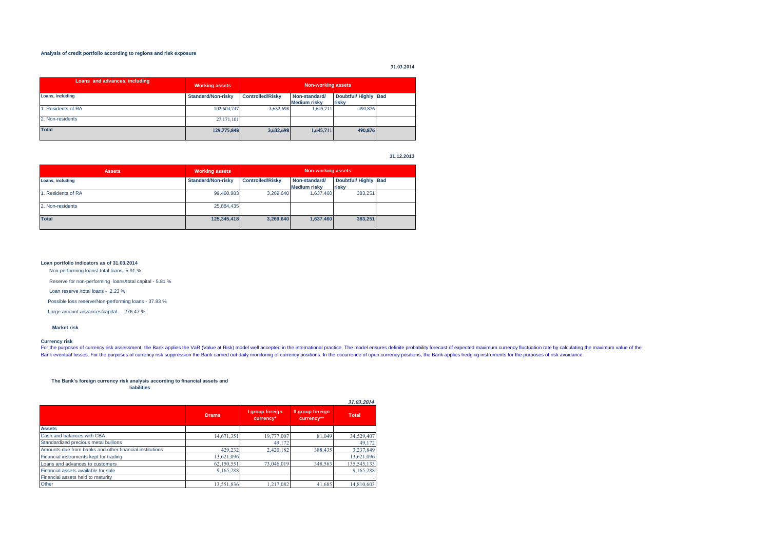**Analysis of credit portfolio according to regions and risk exposure**

31.03.2014

| Loans and advances, including | Working assets | Non-working assets | | | |
|---|---|---|---|---|---|
| Loans, including | Standard/Non-risky | Controlled/Risky | Non-standard/ Medium risky | Doubtful/ Highly risky | Bad |
| 1. Residents of RA | 102,604,747 | 3,632,698 | 1,645,711 | 490,876 | |
| 2. Non-residents | 27,171,101 | | | | |
| **Total** | **129,775,848** | **3,632,698** | **1,645,711** | **490,876** | |

31.12.2013

| Assets | Working assets | Non-working assets | | | |
|---|---|---|---|---|---|
| Loans, including | Standard/Non-risky | Controlled/Risky | Non-standard/ Medium risky | Doubtful/ Highly risky | Bad |
| 1. Residents of RA | 99,460,983 | 3,269,640 | 1,637,460 | 383,251 | |
| 2. Non-residents | 25,884,435 | | | | |
| **Total** | **125,345,418** | **3,269,640** | **1,637,460** | **383,251** | |

**Loan portfolio indicators as of 31.03.2014**

Non-performing loans/ total loans -5.91 %

Reserve for non-performing loans/total capital - 5.81 %

Loan reserve /total loans - 2.23 %

Possible loss reserve/Non-performing loans - 37.83 %

Large amount advances/capital - 276.47 %:

**Market risk**

**Currency risk**

For the purposes of currency risk assessment, the Bank applies the VaR (Value at Risk) model well accepted in the international practice. The model ensures definite probability forecast of expected maximum currency fluctuation rate by calculating the maximum value of the Bank eventual losses. For the purposes of currency risk suppression the Bank carried out daily monitoring of currency positions. In the occurrence of open currency positions, the Bank applies hedging instruments for the purposes of risk avoidance.

**The Bank's foreign currency risk analysis according to financial assets and liabilities**

*31.03.2014*

| | Drams | I group foreign currency* | II group foreign currency** | Total |
|---|---|---|---|---|
| **Assets** | | | | |
| Cash and balances with CBA | 14,671,351 | 19,777,007 | 81,049 | 34,529,407 |
| Standardized precious metal bullions | | 49,172 | | 49,172 |
| Amounts due from banks and other financial institutions | 429,232 | 2,420,182 | 388,435 | 3,237,849 |
| Financial instruments kept for trading | 13,621,096 | | | 13,621,096 |
| Loans and advances to customers | 62,150,551 | 73,046,019 | 348,563 | 135,545,133 |
| Financial assets available for sale | 9,165,288 | | | 9,165,288 |
| Financial assets held to maturity | | | | - |
| Other | 13,551,836 | 1,217,082 | 41,685 | 14,810,603 |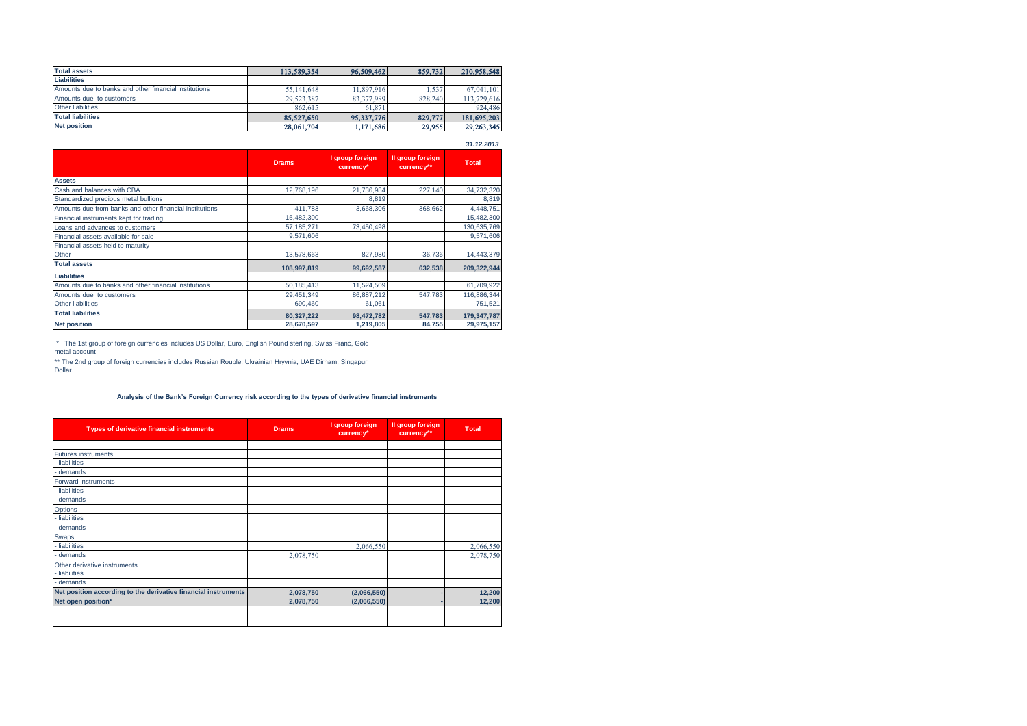| Total assets | 113,589,354 | 96,509,462 | 859,732 | 210,958,548 |
|---|---|---|---|---|
| **Liabilities** | | | | |
| Amounts due to banks and other financial institutions | 55,141,648 | 11,897,916 | 1,537 | 67,041,101 |
| Amounts due to customers | 29,523,387 | 83,377,989 | 828,240 | 113,729,616 |
| Other liabilities | 862,615 | 61,871 | | 924,486 |
| **Total liabilities** | 85,527,650 | 95,337,776 | 829,777 | 181,695,203 |
| **Net position** | 28,061,704 | 1,171,686 | 29,955 | 29,263,345 |

*31.12.2013*

| | Drams | I group foreign currency* | II group foreign currency** | Total |
|---|---|---|---|---|
| **Assets** | | | | |
| Cash and balances with CBA | 12,768,196 | 21,736,984 | 227,140 | 34,732,320 |
| Standardized precious metal bullions | | 8,819 | | 8,819 |
| Amounts due from banks and other financial institutions | 411,783 | 3,668,306 | 368,662 | 4,448,751 |
| Financial instruments kept for trading | 15,482,300 | | | 15,482,300 |
| Loans and advances to customers | 57,185,271 | 73,450,498 | | 130,635,769 |
| Financial assets available for sale | 9,571,606 | | | 9,571,606 |
| Financial assets held to maturity | | | | - |
| Other | 13,578,663 | 827,980 | 36,736 | 14,443,379 |
| **Total assets** | 108,997,819 | 99,692,587 | 632,538 | 209,322,944 |
| **Liabilities** | | | | |
| Amounts due to banks and other financial institutions | 50,185,413 | 11,524,509 | | 61,709,922 |
| Amounts due to customers | 29,451,349 | 86,887,212 | 547,783 | 116,886,344 |
| Other liabilities | 690,460 | 61,061 | | 751,521 |
| **Total liabilities** | 80,327,222 | 98,472,782 | 547,783 | 179,347,787 |
| **Net position** | 28,670,597 | 1,219,805 | 84,755 | 29,975,157 |

\* The 1st group of foreign currencies includes US Dollar, Euro, English Pound sterling, Swiss Franc, Gold metal account

** The 2nd group of foreign currencies includes Russian Rouble, Ukrainian Hryvnia, UAE Dirham, Singapur Dollar.

**Analysis of the Bank's Foreign Currency risk according to the types of derivative financial instruments**

| Types of derivative financial instruments | Drams | I group foreign currency* | II group foreign currency** | Total |
|---|---|---|---|---|
| | | | | |
| Futures instruments | | | | |
| - liabilities | | | | |
| - demands | | | | |
| Forward instruments | | | | |
| - liabilities | | | | |
| - demands | | | | |
| Options | | | | |
| - liabilities | | | | |
| - demands | | | | |
| Swaps | | | | |
| - liabilities | | 2,066,550 | | 2,066,550 |
| - demands | 2,078,750 | | | 2,078,750 |
| Other derivative instruments | | | | |
| - liabilities | | | | |
| - demands | | | | |
| **Net position according to the derivative financial instruments** | 2,078,750 | (2,066,550) | - | 12,200 |
| **Net open position*** | 2,078,750 | (2,066,550) | - | 12,200 |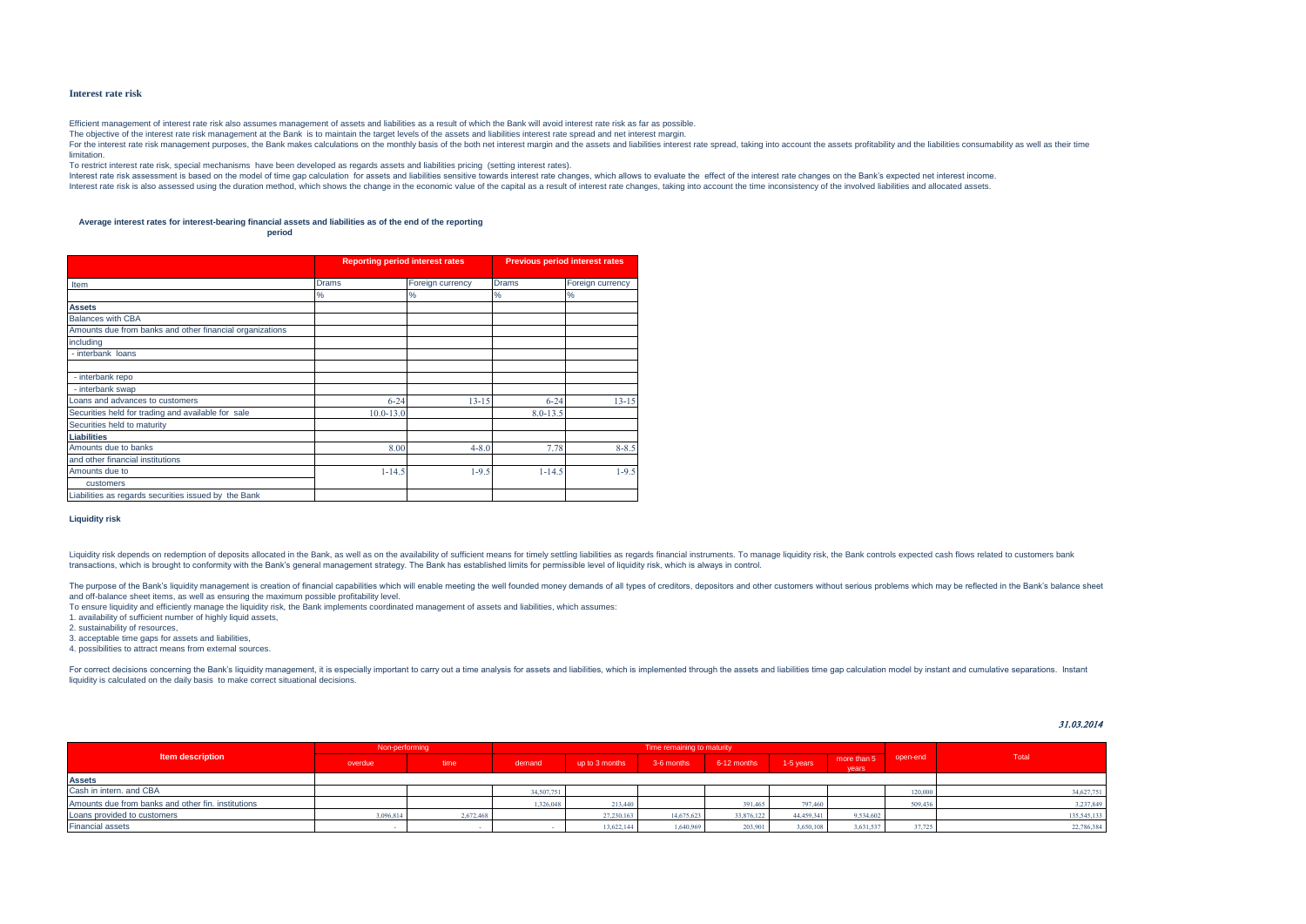## Interest rate risk

Efficient management of interest rate risk also assumes management of assets and liabilities as a result of which the Bank will avoid interest rate risk as far as possible.

The objective of the interest rate risk management at the Bank is to maintain the target levels of the assets and liabilities interest rate spread and net interest margin.

For the interest rate risk management purposes, the Bank makes calculations on the monthly basis of the both net interest margin and the assets and liabilities interest rate spread, taking into account the assets profitability and the liabilities consumability as well as their time limitation.

To restrict interest rate risk, special mechanisms have been developed as regards assets and liabilities pricing (setting interest rates).

Interest rate risk assessment is based on the model of time gap calculation for assets and liabilities sensitive towards interest rate changes, which allows to evaluate the effect of the interest rate changes on the Bank's expected net interest income.

Interest rate risk is also assessed using the duration method, which shows the change in the economic value of the capital as a result of interest rate changes, taking into account the time inconsistency of the involved liabilities and allocated assets.

**Average interest rates for interest-bearing financial assets and liabilities as of the end of the reporting period**

| | Reporting period interest rates | | Previous period interest rates | |
|---|---|---|---|---|
| Item | Drams | Foreign currency | Drams | Foreign currency |
| | % | % | % | % |
| **Assets** | | | | |
| Balances with CBA | | | | |
| Amounts due from banks and other financial organizations | | | | |
| including | | | | |
| - interbank loans | | | | |
| | | | | |
| - interbank repo | | | | |
| - interbank swap | | | | |
| Loans and advances to customers | 6-24 | 13-15 | 6-24 | 13-15 |
| Securities held for trading and available for sale | 10.0-13.0 | | 8.0-13.5 | |
| Securities held to maturity | | | | |
| **Liabilities** | | | | |
| Amounts due to banks and other financial institutions | 8.00 | 4-8.0 | 7.78 | 8-8.5 |
| Amounts due to customers | 1-14.5 | 1-9.5 | 1-14.5 | 1-9.5 |
| Liabilities as regards securities issued by the Bank | | | | |

## Liquidity risk

Liquidity risk depends on redemption of deposits allocated in the Bank, as well as on the availability of sufficient means for timely settling liabilities as regards financial instruments. To manage liquidity risk, the Bank controls expected cash flows related to customers bank transactions, which is brought to conformity with the Bank's general management strategy. The Bank has established limits for permissible level of liquidity risk, which is always in control.

The purpose of the Bank's liquidity management is creation of financial capabilities which will enable meeting the well founded money demands of all types of creditors, depositors and other customers without serious problems which may be reflected in the Bank's balance sheet and off-balance sheet items, as well as ensuring the maximum possible profitability level.

To ensure liquidity and efficiently manage the liquidity risk, the Bank implements coordinated management of assets and liabilities, which assumes:

1. availability of sufficient number of highly liquid assets,
2. sustainability of resources,
3. acceptable time gaps for assets and liabilities,
4. possibilities to attract means from external sources.

For correct decisions concerning the Bank's liquidity management, it is especially important to carry out a time analysis for assets and liabilities, which is implemented through the assets and liabilities time gap calculation model by instant and cumulative separations. Instant liquidity is calculated on the daily basis to make correct situational decisions.

*31.03.2014*

| Item description | Non-performing | | Time remaining to maturity | | | | | | open-end | Total |
|---|---|---|---|---|---|---|---|---|---|---|
| | overdue | time | demand | up to 3 months | 3-6 months | 6-12 months | 1-5 years | more than 5 years | | |
| **Assets** | | | | | | | | | | |
| Cash in intern. and CBA | | | 34,507,751 | | | | | | 120,000 | 34,627,751 |
| Amounts due from banks and other fin. institutions | | | 1,326,048 | 213,440 | | 391,465 | 797,460 | | 509,436 | 3,237,849 |
| Loans provided to customers | 3,096,814 | 2,672,468 | | 27,230,163 | 14,675,625 | 33,876,122 | 44,459,341 | 9,534,602 | | 135,545,133 |
| Financial assets | - | - | - | 13,622,144 | 1,640,969 | 203,901 | 3,650,108 | 3,631,537 | 37,725 | 22,786,384 |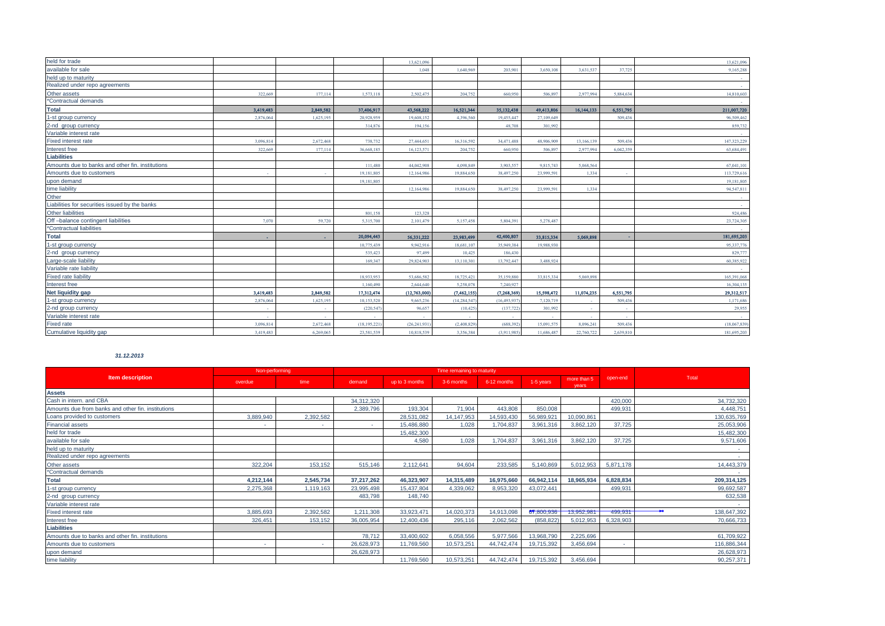| | | | | | | | | | | |
|---|---|---|---|---|---|---|---|---|---|---|
| held for trade | | | | 13,621,096 | | | | | | 13,621,096 |
| available for sale | | | | 1,048 | 1,640,969 | 203,901 | 3,650,108 | 3,631,537 | 37,725 | 9,165,288 |
| held up to maturity | | | | | | | | | | - |
| Realized under repo agreements | | | | | | | | | | - |
| Other assets | 322,669 | 177,114 | 1,573,118 | 2,502,475 | 204,752 | 660,950 | 506,897 | 2,977,994 | 5,884,634 | 14,810,603 |
| *Contractual demands | | | | | | | | | | - |
| **Total** | **3,419,483** | **2,849,582** | **37,406,917** | **43,568,222** | **16,521,344** | **35,132,438** | **49,413,806** | **16,144,133** | **6,551,795** | **211,007,720** |
| 1-st group currency | 2,876,064 | 1,625,195 | 20,928,959 | 19,608,152 | 4,396,560 | 19,455,447 | 27,109,649 | | 509,436 | 96,509,462 |
| 2-nd group currency | | | 314,876 | 194,156 | | 48,708 | 301,992 | | | 859,732 |
| Variable interest rate | | | | | | | | | | - |
| Fixed interest rate | 3,096,814 | 2,672,468 | 738,732 | 27,444,651 | 16,316,592 | 34,471,488 | 48,906,909 | 13,166,139 | 509,436 | 147,323,229 |
| Interest free | 322,669 | 177,114 | 36,668,185 | 16,123,571 | 204,752 | 660,950 | 506,897 | 2,977,994 | 6,042,359 | 63,684,491 |
| **Liabilities** | | | | | | | | | | |
| Amounts due to banks and other fin. institutions | | | 111,480 | 44,042,908 | 4,098,849 | 3,903,557 | 9,815,743 | 5,068,564 | | 67,041,101 |
| Amounts due to customers | - | - | 19,181,805 | 12,164,986 | 19,884,650 | 38,497,250 | 23,999,591 | 1,334 | - | 113,729,616 |
| upon demand | | | 19,181,805 | | | | | | | 19,181,805 |
| time liability | | | | 12,164,986 | 19,884,650 | 38,497,250 | 23,999,591 | 1,334 | | 94,547,811 |
| Other | | | | | | | | | | - |
| Liabilities for securities issued by the banks | | | | | | | | | | - |
| Other liabilities | | | 801,158 | 123,328 | | | | | | 924,486 |
| Off –balance contingent liabilities | 7,070 | 59,720 | 5,315,700 | 2,101,479 | 5,157,458 | 5,804,391 | 5,278,487 | | | 23,724,305 |
| *Contractual liabilities | | | | | | | | | | - |
| **Total** | **-** | **-** | **20,094,443** | **56,331,222** | **23,983,499** | **42,400,807** | **33,815,334** | **5,069,898** | **-** | **181,695,203** |
| 1-st group currency | | | 10,775,439 | 9,942,916 | 18,681,107 | 35,949,384 | 19,988,930 | | | 95,337,776 |
| 2-nd group currency | | | 535,423 | 97,499 | 10,425 | 186,430 | | | | 829,777 |
| Large-scale liability | | | 169,347 | 29,824,903 | 13,110,301 | 13,792,447 | 3,488,924 | | | 60,385,922 |
| Variable rate liability | | | | | | | | | | - |
| Fixed rate liability | | | 18,933,953 | 53,686,582 | 18,725,421 | 35,159,880 | 33,815,334 | 5,069,898 | | 165,391,068 |
| Interest free | | | 1,160,490 | 2,644,640 | 5,258,078 | 7,240,927 | | | | 16,304,135 |
| **Net liquidity gap** | **3,419,483** | **2,849,582** | **17,312,474** | **(12,763,000)** | **(7,462,155)** | **(7,268,369)** | **15,598,472** | **11,074,235** | **6,551,795** | **29,312,517** |
| 1-st group currency | 2,876,064 | 1,625,195 | 10,153,520 | 9,665,236 | (14,284,547) | (16,493,937) | 7,120,719 | - | 509,436 | 1,171,686 |
| 2-nd group currency | - | - | (220,547) | 96,657 | (10,425) | (137,722) | 301,992 | - | - | 29,955 |
| Variable interest rate | - | - | - | - | - | - | - | - | - | - |
| Fixed rate | 3,096,814 | 2,672,468 | (18,195,221) | (26,241,931) | (2,408,829) | (688,392) | 15,091,575 | 8,096,241 | 509,436 | (18,067,839) |
| Cumulative liquidity gap | 3,419,483 | 6,269,065 | 23,581,539 | 10,818,539 | 3,356,384 | (3,911,985) | 11,686,487 | 22,760,722 | 2,639,810 | 181,695,203 |

***31.12.2013***

| Item description | Non-performing | | Time remaining to maturity | | | | | | open-end | Total |
|---|---|---|---|---|---|---|---|---|---|---|
| | overdue | time | demand | up to 3 months | 3-6 months | 6-12 months | 1-5 years | more than 5 years | | |
| **Assets** | | | | | | | | | | |
| Cash in intern. and CBA | | | 34,312,320 | | | | | | 420,000 | 34,732,320 |
| Amounts due from banks and other fin. institutions | | | 2,389,796 | 193,304 | 71,904 | 443,808 | 850,008 | | 499,931 | 4,448,751 |
| Loans provided to customers | 3,889,940 | 2,392,582 | | 28,531,082 | 14,147,953 | 14,593,430 | 56,989,921 | 10,090,861 | | 130,635,769 |
| Financial assets | - | - | - | 15,486,880 | 1,028 | 1,704,837 | 3,961,316 | 3,862,120 | 37,725 | 25,053,906 |
| held for trade | | | | 15,482,300 | | | | | | 15,482,300 |
| available for sale | | | | 4,580 | 1,028 | 1,704,837 | 3,961,316 | 3,862,120 | 37,725 | 9,571,606 |
| held up to maturity | | | | | | | | | | - |
| Realized under repo agreements | | | | | | | | | | - |
| Other assets | 322,204 | 153,152 | 515,146 | 2,112,641 | 94,604 | 233,585 | 5,140,869 | 5,012,953 | 5,871,178 | 14,443,379 |
| *Contractual demands | | | | | | | | | | - |
| **Total** | **4,212,144** | **2,545,734** | **37,217,262** | **46,323,907** | **14,315,489** | **16,975,660** | **66,942,114** | **18,965,934** | **6,828,834** | **209,314,125** |
| 1-st group currency | 2,275,368 | 1,119,163 | 23,995,498 | 15,437,804 | 4,339,062 | 8,953,320 | 43,072,441 | | 499,931 | 99,692,587 |
| 2-nd group currency | | | 483,798 | 148,740 | | | | | | 632,538 |
| Variable interest rate | | | | | | | | | | - |
| Fixed interest rate | 3,885,693 | 2,392,582 | 1,211,308 | 33,923,471 | 14,020,373 | 14,913,098 | 67,800,936 | 13,952,981 | 499,931 | 138,647,392 |
| Interest free | 326,451 | 153,152 | 36,005,954 | 12,400,436 | 295,116 | 2,062,562 | (858,822) | 5,012,953 | 6,328,903 | 70,666,733 |
| **Liabilities** | | | | | | | | | | |
| Amounts due to banks and other fin. institutions | | | 78,712 | 33,400,602 | 6,058,556 | 5,977,566 | 13,968,790 | 2,225,696 | | 61,709,922 |
| Amounts due to customers | - | - | 26,628,973 | 11,769,560 | 10,573,251 | 44,742,474 | 19,715,392 | 3,456,694 | - | 116,886,344 |
| upon demand | | | 26,628,973 | | | | | | | 26,628,973 |
| time liability | | | | 11,769,560 | 10,573,251 | 44,742,474 | 19,715,392 | 3,456,694 | | 90,257,371 |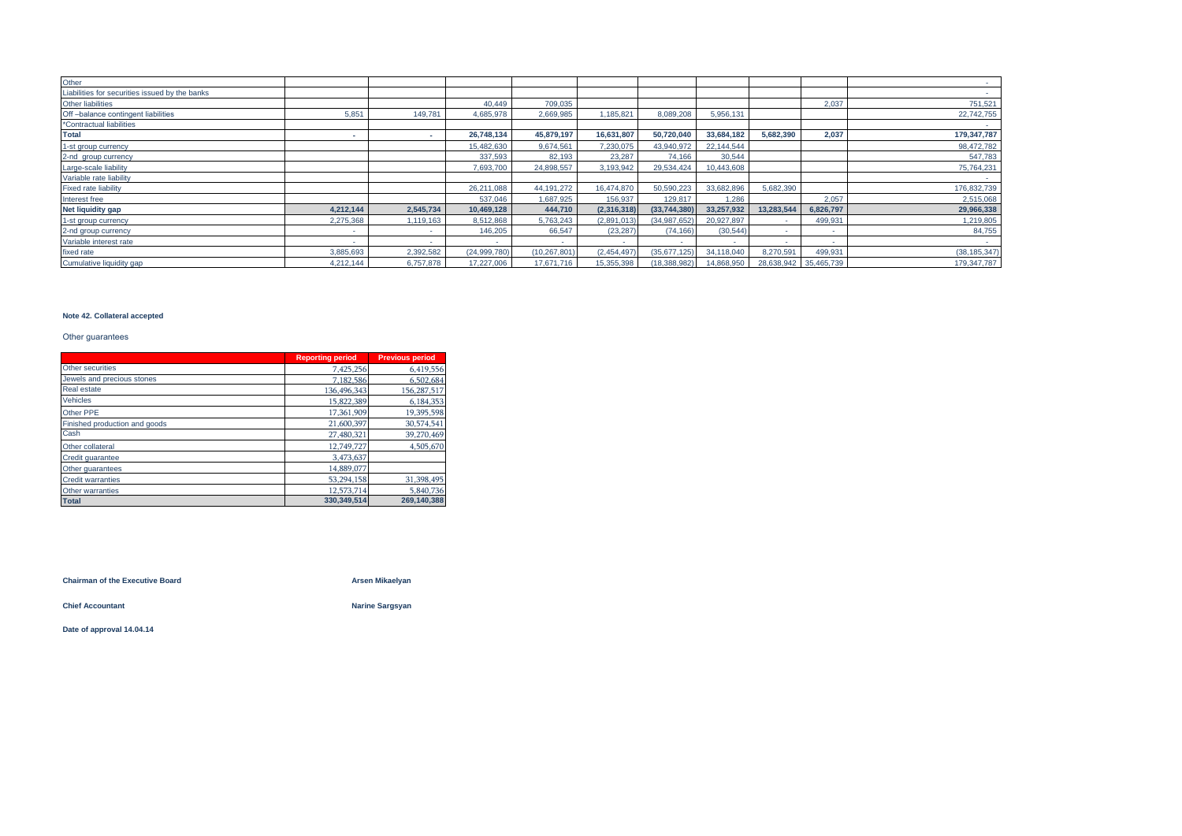| | | | | | | | | | | |
|---|---|---|---|---|---|---|---|---|---|---|
| Other | | | | | | | | | | - |
| Liabilities for securities issued by the banks | | | | | | | | | | - |
| Other liabilities | | | 40,449 | 709,035 | | | | | 2,037 | 751,521 |
| Off –balance contingent liabilities | 5,851 | 149,781 | 4,685,978 | 2,669,985 | 1,185,821 | 8,089,208 | 5,956,131 | | | 22,742,755 |
| *Contractual liabilities | | | | | | | | | | - |
| **Total** | **-** | **-** | **26,748,134** | **45,879,197** | **16,631,807** | **50,720,040** | **33,684,182** | **5,682,390** | **2,037** | **179,347,787** |
| 1-st group currency | | | 15,482,630 | 9,674,561 | 7,230,075 | 43,940,972 | 22,144,544 | | | 98,472,782 |
| 2-nd group currency | | | 337,593 | 82,193 | 23,287 | 74,166 | 30,544 | | | 547,783 |
| Large-scale liability | | | 7,693,700 | 24,898,557 | 3,193,942 | 29,534,424 | 10,443,608 | | | 75,764,231 |
| Variable rate liability | | | | | | | | | | - |
| Fixed rate liability | | | 26,211,088 | 44,191,272 | 16,474,870 | 50,590,223 | 33,682,896 | 5,682,390 | | 176,832,739 |
| Interest free | | | 537,046 | 1,687,925 | 156,937 | 129,817 | 1,286 | | 2,057 | 2,515,068 |
| **Net liquidity gap** | **4,212,144** | **2,545,734** | **10,469,128** | **444,710** | **(2,316,318)** | **(33,744,380)** | **33,257,932** | **13,283,544** | **6,826,797** | **29,966,338** |
| 1-st group currency | 2,275,368 | 1,119,163 | 8,512,868 | 5,763,243 | (2,891,013) | (34,987,652) | 20,927,897 | - | 499,931 | 1,219,805 |
| 2-nd group currency | - | - | 146,205 | 66,547 | (23,287) | (74,166) | (30,544) | - | - | 84,755 |
| Variable interest rate | - | - | - | - | - | - | - | - | - | - |
| fixed rate | 3,885,693 | 2,392,582 | (24,999,780) | (10,267,801) | (2,454,497) | (35,677,125) | 34,118,040 | 8,270,591 | 499,931 | (38,185,347) |
| Cumulative liquidity gap | 4,212,144 | 6,757,878 | 17,227,006 | 17,671,716 | 15,355,398 | (18,388,982) | 14,868,950 | 28,638,942 | 35,465,739 | 179,347,787 |

**Note 42. Collateral accepted**

Other guarantees

| | Reporting period | Previous period |
|---|---|---|
| Other securities | 7,425,256 | 6,419,556 |
| Jewels and precious stones | 7,182,586 | 6,502,684 |
| Real estate | 136,496,343 | 156,287,517 |
| Vehicles | 15,822,389 | 6,184,353 |
| Other PPE | 17,361,909 | 19,395,598 |
| Finished production and goods | 21,600,397 | 30,574,541 |
| Cash | 27,480,321 | 39,270,469 |
| Other collateral | 12,749,727 | 4,505,670 |
| Credit guarantee | 3,473,637 | |
| Other guarantees | 14,889,077 | |
| Credit warranties | 53,294,158 | 31,398,495 |
| Other warranties | 12,573,714 | 5,840,736 |
| **Total** | **330,349,514** | **269,140,388** |

**Chairman of the Executive Board** **Arsen Mikaelyan**

**Chief Accountant** **Narine Sargsyan**

**Date of approval 14.04.14**